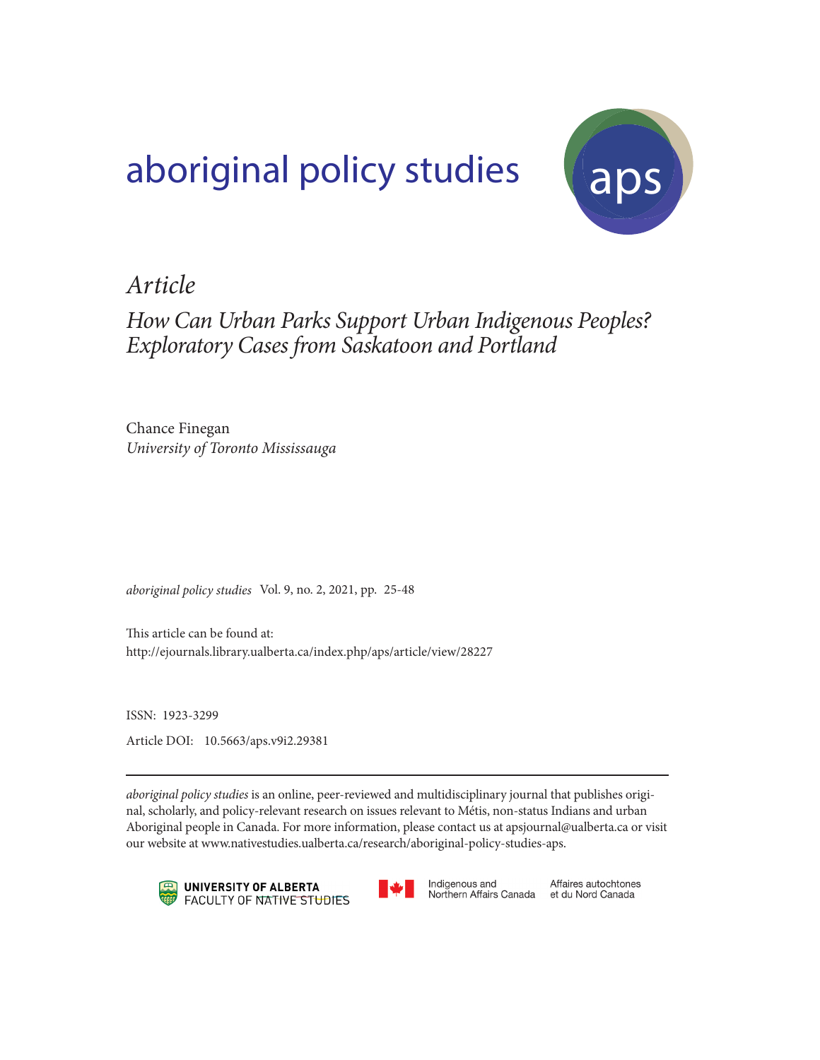# aboriginal policy studies

*Article*

## *How Can Urban Parks Support Urban Indigenous Peoples? Exploratory Cases from Saskatoon and Portland*

Chance Finegan
*University of Toronto Mississauga*

*aboriginal policy studies* Vol. 9, no. 2, 2021, pp. 25-48

This article can be found at:
http://ejournals.library.ualberta.ca/index.php/aps/article/view/28227

ISSN: 1923-3299

Article DOI: 10.5663/aps.v9i2.29381

---

*aboriginal policy studies* is an online, peer-reviewed and multidisciplinary journal that publishes original, scholarly, and policy-relevant research on issues relevant to Métis, non-status Indians and urban Aboriginal people in Canada. For more information, please contact us at apsjournal@ualberta.ca or visit our website at www.nativestudies.ualberta.ca/research/aboriginal-policy-studies-aps.

UNIVERSITY OF ALBERTA
FACULTY OF NATIVE STUDIES

Indigenous and Northern Affairs Canada    Affaires autochtones et du Nord Canada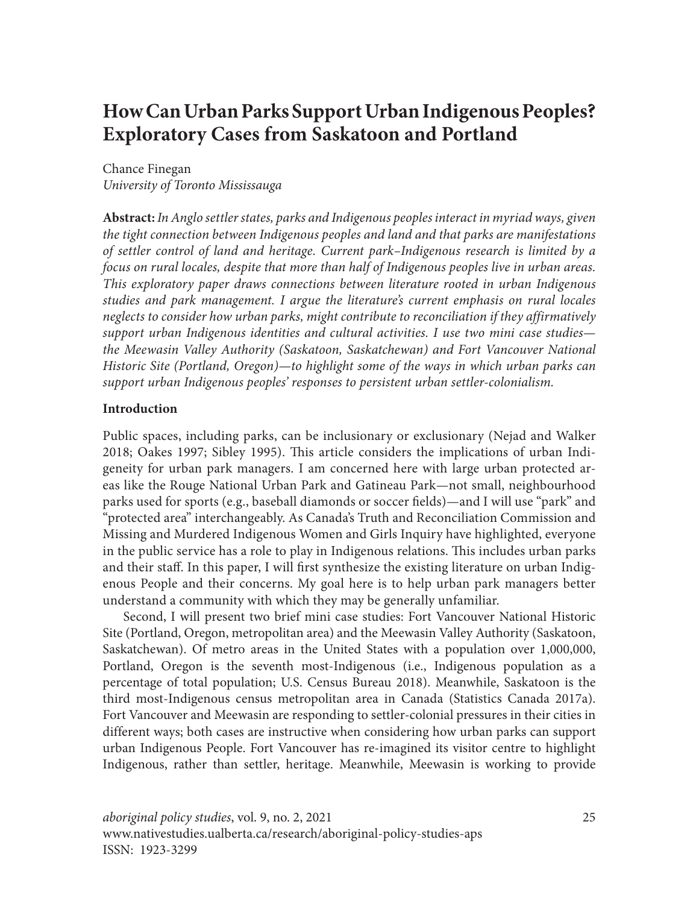# How Can Urban Parks Support Urban Indigenous Peoples? Exploratory Cases from Saskatoon and Portland

Chance Finegan
*University of Toronto Mississauga*

**Abstract:** *In Anglo settler states, parks and Indigenous peoples interact in myriad ways, given the tight connection between Indigenous peoples and land and that parks are manifestations of settler control of land and heritage. Current park–Indigenous research is limited by a focus on rural locales, despite that more than half of Indigenous peoples live in urban areas. This exploratory paper draws connections between literature rooted in urban Indigenous studies and park management. I argue the literature's current emphasis on rural locales neglects to consider how urban parks, might contribute to reconciliation if they affirmatively support urban Indigenous identities and cultural activities. I use two mini case studies—the Meewasin Valley Authority (Saskatoon, Saskatchewan) and Fort Vancouver National Historic Site (Portland, Oregon)—to highlight some of the ways in which urban parks can support urban Indigenous peoples' responses to persistent urban settler-colonialism.*

## Introduction

Public spaces, including parks, can be inclusionary or exclusionary (Nejad and Walker 2018; Oakes 1997; Sibley 1995). This article considers the implications of urban Indigeneity for urban park managers. I am concerned here with large urban protected areas like the Rouge National Urban Park and Gatineau Park—not small, neighbourhood parks used for sports (e.g., baseball diamonds or soccer fields)—and I will use "park" and "protected area" interchangeably. As Canada's Truth and Reconciliation Commission and Missing and Murdered Indigenous Women and Girls Inquiry have highlighted, everyone in the public service has a role to play in Indigenous relations. This includes urban parks and their staff. In this paper, I will first synthesize the existing literature on urban Indigenous People and their concerns. My goal here is to help urban park managers better understand a community with which they may be generally unfamiliar.

Second, I will present two brief mini case studies: Fort Vancouver National Historic Site (Portland, Oregon, metropolitan area) and the Meewasin Valley Authority (Saskatoon, Saskatchewan). Of metro areas in the United States with a population over 1,000,000, Portland, Oregon is the seventh most-Indigenous (i.e., Indigenous population as a percentage of total population; U.S. Census Bureau 2018). Meanwhile, Saskatoon is the third most-Indigenous census metropolitan area in Canada (Statistics Canada 2017a). Fort Vancouver and Meewasin are responding to settler-colonial pressures in their cities in different ways; both cases are instructive when considering how urban parks can support urban Indigenous People. Fort Vancouver has re-imagined its visitor centre to highlight Indigenous, rather than settler, heritage. Meanwhile, Meewasin is working to provide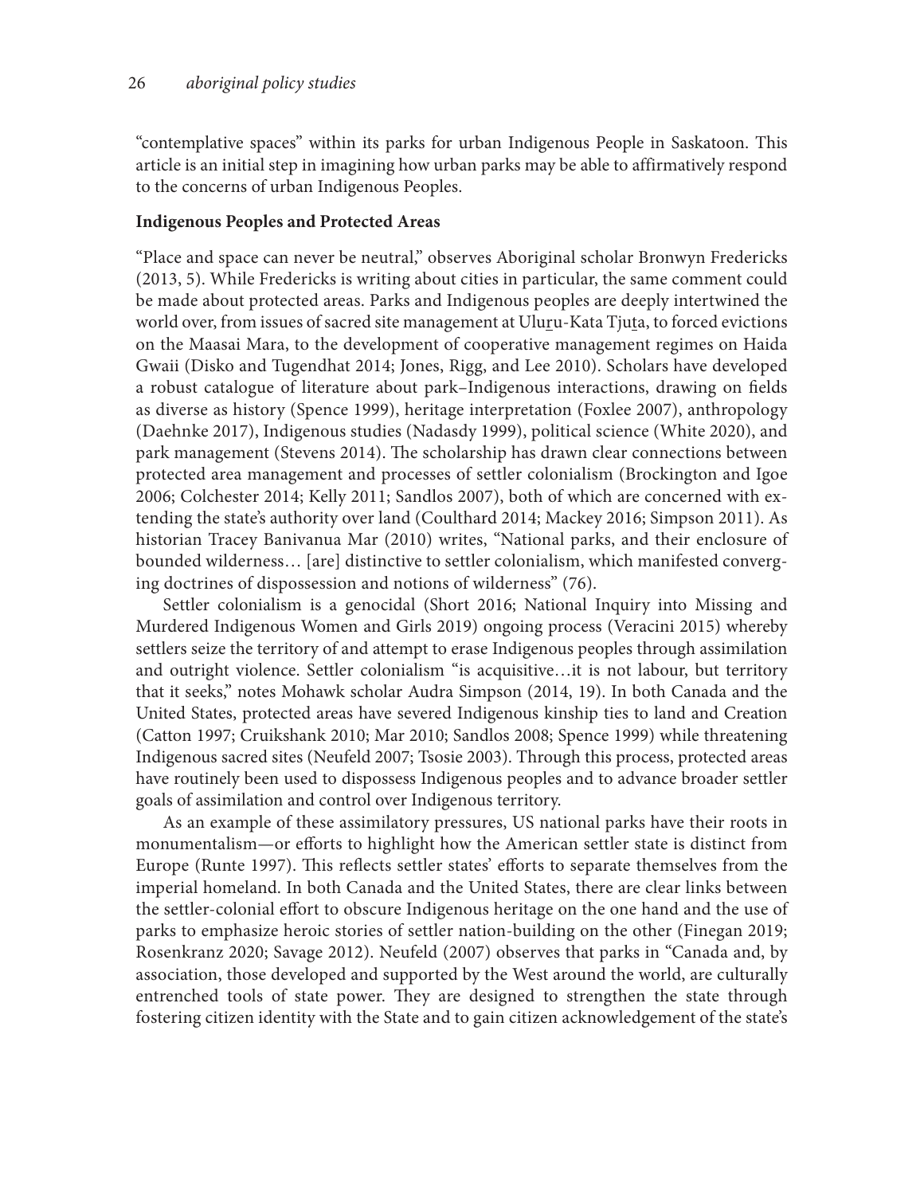"contemplative spaces" within its parks for urban Indigenous People in Saskatoon. This article is an initial step in imagining how urban parks may be able to affirmatively respond to the concerns of urban Indigenous Peoples.

**Indigenous Peoples and Protected Areas**

"Place and space can never be neutral," observes Aboriginal scholar Bronwyn Fredericks (2013, 5). While Fredericks is writing about cities in particular, the same comment could be made about protected areas. Parks and Indigenous peoples are deeply intertwined the world over, from issues of sacred site management at Uluṟu-Kata Tjuṯa, to forced evictions on the Maasai Mara, to the development of cooperative management regimes on Haida Gwaii (Disko and Tugendhat 2014; Jones, Rigg, and Lee 2010). Scholars have developed a robust catalogue of literature about park–Indigenous interactions, drawing on fields as diverse as history (Spence 1999), heritage interpretation (Foxlee 2007), anthropology (Daehnke 2017), Indigenous studies (Nadasdy 1999), political science (White 2020), and park management (Stevens 2014). The scholarship has drawn clear connections between protected area management and processes of settler colonialism (Brockington and Igoe 2006; Colchester 2014; Kelly 2011; Sandlos 2007), both of which are concerned with extending the state's authority over land (Coulthard 2014; Mackey 2016; Simpson 2011). As historian Tracey Banivanua Mar (2010) writes, "National parks, and their enclosure of bounded wilderness… [are] distinctive to settler colonialism, which manifested converging doctrines of dispossession and notions of wilderness" (76).

Settler colonialism is a genocidal (Short 2016; National Inquiry into Missing and Murdered Indigenous Women and Girls 2019) ongoing process (Veracini 2015) whereby settlers seize the territory of and attempt to erase Indigenous peoples through assimilation and outright violence. Settler colonialism "is acquisitive…it is not labour, but territory that it seeks," notes Mohawk scholar Audra Simpson (2014, 19). In both Canada and the United States, protected areas have severed Indigenous kinship ties to land and Creation (Catton 1997; Cruikshank 2010; Mar 2010; Sandlos 2008; Spence 1999) while threatening Indigenous sacred sites (Neufeld 2007; Tsosie 2003). Through this process, protected areas have routinely been used to dispossess Indigenous peoples and to advance broader settler goals of assimilation and control over Indigenous territory.

As an example of these assimilatory pressures, US national parks have their roots in monumentalism—or efforts to highlight how the American settler state is distinct from Europe (Runte 1997). This reflects settler states' efforts to separate themselves from the imperial homeland. In both Canada and the United States, there are clear links between the settler-colonial effort to obscure Indigenous heritage on the one hand and the use of parks to emphasize heroic stories of settler nation-building on the other (Finegan 2019; Rosenkranz 2020; Savage 2012). Neufeld (2007) observes that parks in "Canada and, by association, those developed and supported by the West around the world, are culturally entrenched tools of state power. They are designed to strengthen the state through fostering citizen identity with the State and to gain citizen acknowledgement of the state's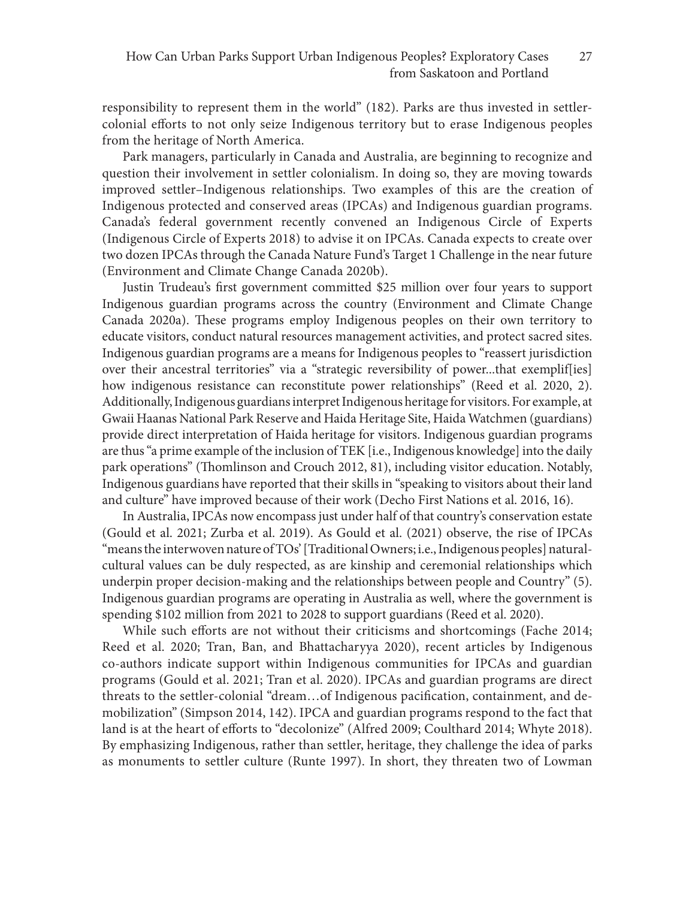responsibility to represent them in the world" (182). Parks are thus invested in settler-colonial efforts to not only seize Indigenous territory but to erase Indigenous peoples from the heritage of North America.

Park managers, particularly in Canada and Australia, are beginning to recognize and question their involvement in settler colonialism. In doing so, they are moving towards improved settler–Indigenous relationships. Two examples of this are the creation of Indigenous protected and conserved areas (IPCAs) and Indigenous guardian programs. Canada's federal government recently convened an Indigenous Circle of Experts (Indigenous Circle of Experts 2018) to advise it on IPCAs. Canada expects to create over two dozen IPCAs through the Canada Nature Fund's Target 1 Challenge in the near future (Environment and Climate Change Canada 2020b).

Justin Trudeau's first government committed $25 million over four years to support Indigenous guardian programs across the country (Environment and Climate Change Canada 2020a). These programs employ Indigenous peoples on their own territory to educate visitors, conduct natural resources management activities, and protect sacred sites. Indigenous guardian programs are a means for Indigenous peoples to "reassert jurisdiction over their ancestral territories" via a "strategic reversibility of power...that exemplif[ies] how indigenous resistance can reconstitute power relationships" (Reed et al. 2020, 2). Additionally, Indigenous guardians interpret Indigenous heritage for visitors. For example, at Gwaii Haanas National Park Reserve and Haida Heritage Site, Haida Watchmen (guardians) provide direct interpretation of Haida heritage for visitors. Indigenous guardian programs are thus "a prime example of the inclusion of TEK [i.e., Indigenous knowledge] into the daily park operations" (Thomlinson and Crouch 2012, 81), including visitor education. Notably, Indigenous guardians have reported that their skills in "speaking to visitors about their land and culture" have improved because of their work (Decho First Nations et al. 2016, 16).

In Australia, IPCAs now encompass just under half of that country's conservation estate (Gould et al. 2021; Zurba et al. 2019). As Gould et al. (2021) observe, the rise of IPCAs "means the interwoven nature of TOs' [Traditional Owners; i.e., Indigenous peoples] natural-cultural values can be duly respected, as are kinship and ceremonial relationships which underpin proper decision-making and the relationships between people and Country" (5). Indigenous guardian programs are operating in Australia as well, where the government is spending $102 million from 2021 to 2028 to support guardians (Reed et al. 2020).

While such efforts are not without their criticisms and shortcomings (Fache 2014; Reed et al. 2020; Tran, Ban, and Bhattacharyya 2020), recent articles by Indigenous co-authors indicate support within Indigenous communities for IPCAs and guardian programs (Gould et al. 2021; Tran et al. 2020). IPCAs and guardian programs are direct threats to the settler-colonial "dream…of Indigenous pacification, containment, and de-mobilization" (Simpson 2014, 142). IPCA and guardian programs respond to the fact that land is at the heart of efforts to "decolonize" (Alfred 2009; Coulthard 2014; Whyte 2018). By emphasizing Indigenous, rather than settler, heritage, they challenge the idea of parks as monuments to settler culture (Runte 1997). In short, they threaten two of Lowman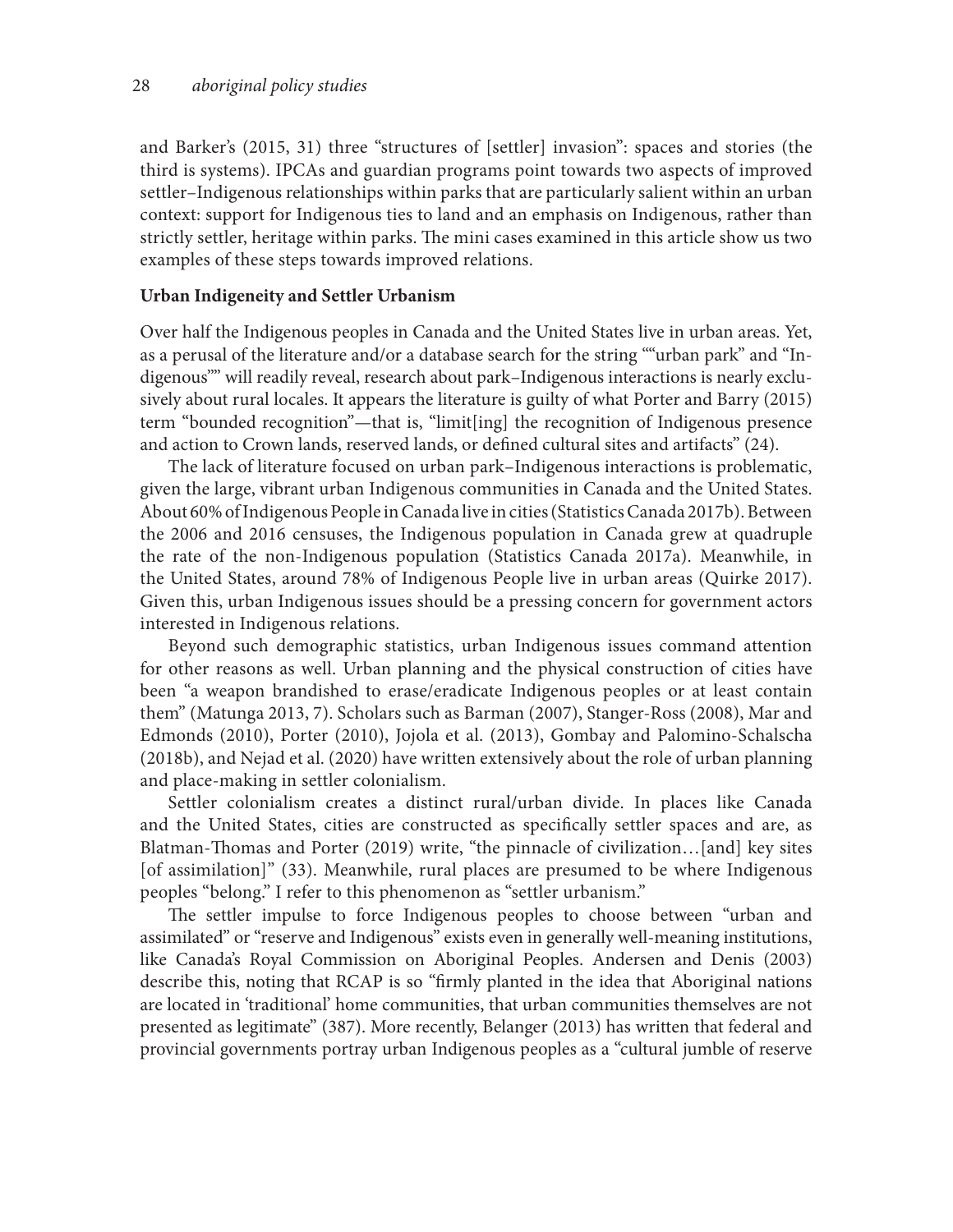and Barker's (2015, 31) three "structures of [settler] invasion": spaces and stories (the third is systems). IPCAs and guardian programs point towards two aspects of improved settler–Indigenous relationships within parks that are particularly salient within an urban context: support for Indigenous ties to land and an emphasis on Indigenous, rather than strictly settler, heritage within parks. The mini cases examined in this article show us two examples of these steps towards improved relations.

**Urban Indigeneity and Settler Urbanism**

Over half the Indigenous peoples in Canada and the United States live in urban areas. Yet, as a perusal of the literature and/or a database search for the string ""urban park" and "Indigenous"" will readily reveal, research about park–Indigenous interactions is nearly exclusively about rural locales. It appears the literature is guilty of what Porter and Barry (2015) term "bounded recognition"—that is, "limit[ing] the recognition of Indigenous presence and action to Crown lands, reserved lands, or defined cultural sites and artifacts" (24).

The lack of literature focused on urban park–Indigenous interactions is problematic, given the large, vibrant urban Indigenous communities in Canada and the United States. About 60% of Indigenous People in Canada live in cities (Statistics Canada 2017b). Between the 2006 and 2016 censuses, the Indigenous population in Canada grew at quadruple the rate of the non-Indigenous population (Statistics Canada 2017a). Meanwhile, in the United States, around 78% of Indigenous People live in urban areas (Quirke 2017). Given this, urban Indigenous issues should be a pressing concern for government actors interested in Indigenous relations.

Beyond such demographic statistics, urban Indigenous issues command attention for other reasons as well. Urban planning and the physical construction of cities have been "a weapon brandished to erase/eradicate Indigenous peoples or at least contain them" (Matunga 2013, 7). Scholars such as Barman (2007), Stanger-Ross (2008), Mar and Edmonds (2010), Porter (2010), Jojola et al. (2013), Gombay and Palomino-Schalscha (2018b), and Nejad et al. (2020) have written extensively about the role of urban planning and place-making in settler colonialism.

Settler colonialism creates a distinct rural/urban divide. In places like Canada and the United States, cities are constructed as specifically settler spaces and are, as Blatman-Thomas and Porter (2019) write, "the pinnacle of civilization…[and] key sites [of assimilation]" (33). Meanwhile, rural places are presumed to be where Indigenous peoples "belong." I refer to this phenomenon as "settler urbanism."

The settler impulse to force Indigenous peoples to choose between "urban and assimilated" or "reserve and Indigenous" exists even in generally well-meaning institutions, like Canada's Royal Commission on Aboriginal Peoples. Andersen and Denis (2003) describe this, noting that RCAP is so "firmly planted in the idea that Aboriginal nations are located in 'traditional' home communities, that urban communities themselves are not presented as legitimate" (387). More recently, Belanger (2013) has written that federal and provincial governments portray urban Indigenous peoples as a "cultural jumble of reserve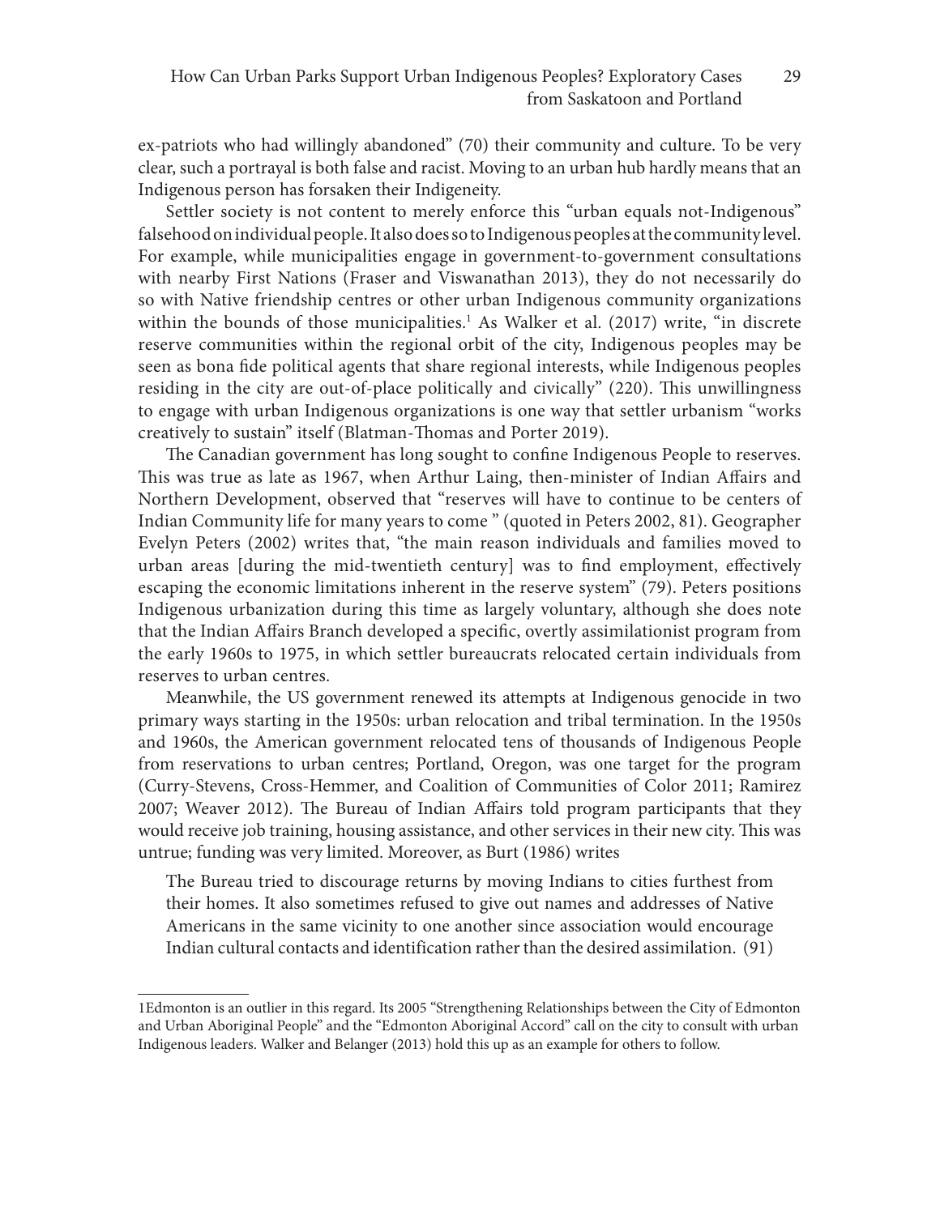ex-patriots who had willingly abandoned" (70) their community and culture. To be very clear, such a portrayal is both false and racist. Moving to an urban hub hardly means that an Indigenous person has forsaken their Indigeneity.

Settler society is not content to merely enforce this "urban equals not-Indigenous" falsehood on individual people. It also does so to Indigenous peoples at the community level. For example, while municipalities engage in government-to-government consultations with nearby First Nations (Fraser and Viswanathan 2013), they do not necessarily do so with Native friendship centres or other urban Indigenous community organizations within the bounds of those municipalities.[1] As Walker et al. (2017) write, "in discrete reserve communities within the regional orbit of the city, Indigenous peoples may be seen as bona fide political agents that share regional interests, while Indigenous peoples residing in the city are out-of-place politically and civically" (220). This unwillingness to engage with urban Indigenous organizations is one way that settler urbanism "works creatively to sustain" itself (Blatman-Thomas and Porter 2019).

The Canadian government has long sought to confine Indigenous People to reserves. This was true as late as 1967, when Arthur Laing, then-minister of Indian Affairs and Northern Development, observed that "reserves will have to continue to be centers of Indian Community life for many years to come " (quoted in Peters 2002, 81). Geographer Evelyn Peters (2002) writes that, "the main reason individuals and families moved to urban areas [during the mid-twentieth century] was to find employment, effectively escaping the economic limitations inherent in the reserve system" (79). Peters positions Indigenous urbanization during this time as largely voluntary, although she does note that the Indian Affairs Branch developed a specific, overtly assimilationist program from the early 1960s to 1975, in which settler bureaucrats relocated certain individuals from reserves to urban centres.

Meanwhile, the US government renewed its attempts at Indigenous genocide in two primary ways starting in the 1950s: urban relocation and tribal termination. In the 1950s and 1960s, the American government relocated tens of thousands of Indigenous People from reservations to urban centres; Portland, Oregon, was one target for the program (Curry-Stevens, Cross-Hemmer, and Coalition of Communities of Color 2011; Ramirez 2007; Weaver 2012). The Bureau of Indian Affairs told program participants that they would receive job training, housing assistance, and other services in their new city. This was untrue; funding was very limited. Moreover, as Burt (1986) writes

> The Bureau tried to discourage returns by moving Indians to cities furthest from their homes. It also sometimes refused to give out names and addresses of Native Americans in the same vicinity to one another since association would encourage Indian cultural contacts and identification rather than the desired assimilation. (91)

---

[1] Edmonton is an outlier in this regard. Its 2005 "Strengthening Relationships between the City of Edmonton and Urban Aboriginal People" and the "Edmonton Aboriginal Accord" call on the city to consult with urban Indigenous leaders. Walker and Belanger (2013) hold this up as an example for others to follow.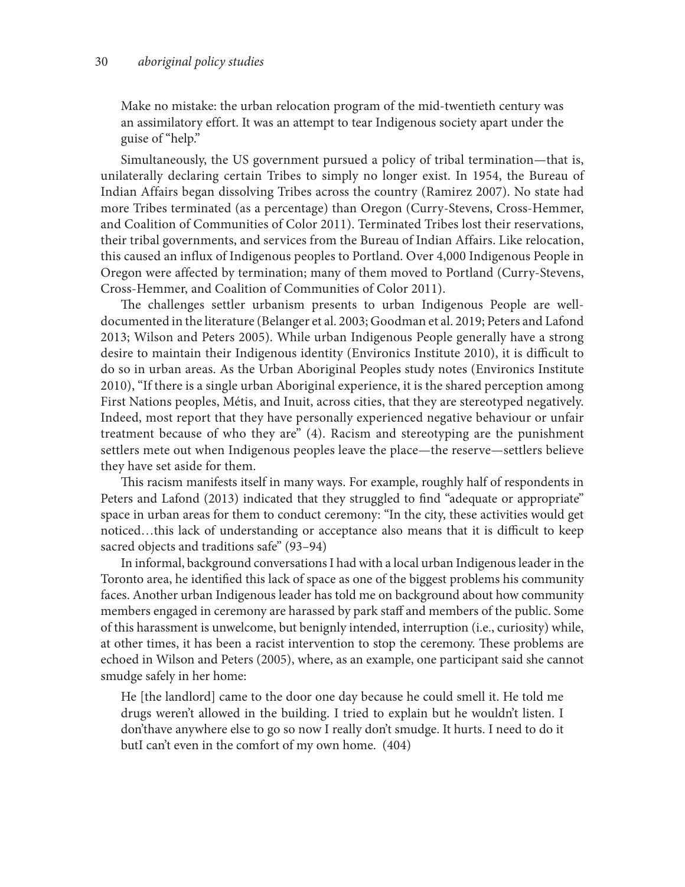Make no mistake: the urban relocation program of the mid-twentieth century was an assimilatory effort. It was an attempt to tear Indigenous society apart under the guise of "help."

Simultaneously, the US government pursued a policy of tribal termination—that is, unilaterally declaring certain Tribes to simply no longer exist. In 1954, the Bureau of Indian Affairs began dissolving Tribes across the country (Ramirez 2007). No state had more Tribes terminated (as a percentage) than Oregon (Curry-Stevens, Cross-Hemmer, and Coalition of Communities of Color 2011). Terminated Tribes lost their reservations, their tribal governments, and services from the Bureau of Indian Affairs. Like relocation, this caused an influx of Indigenous peoples to Portland. Over 4,000 Indigenous People in Oregon were affected by termination; many of them moved to Portland (Curry-Stevens, Cross-Hemmer, and Coalition of Communities of Color 2011).

The challenges settler urbanism presents to urban Indigenous People are well-documented in the literature (Belanger et al. 2003; Goodman et al. 2019; Peters and Lafond 2013; Wilson and Peters 2005). While urban Indigenous People generally have a strong desire to maintain their Indigenous identity (Environics Institute 2010), it is difficult to do so in urban areas. As the Urban Aboriginal Peoples study notes (Environics Institute 2010), "If there is a single urban Aboriginal experience, it is the shared perception among First Nations peoples, Métis, and Inuit, across cities, that they are stereotyped negatively. Indeed, most report that they have personally experienced negative behaviour or unfair treatment because of who they are" (4). Racism and stereotyping are the punishment settlers mete out when Indigenous peoples leave the place—the reserve—settlers believe they have set aside for them.

This racism manifests itself in many ways. For example, roughly half of respondents in Peters and Lafond (2013) indicated that they struggled to find "adequate or appropriate" space in urban areas for them to conduct ceremony: "In the city, these activities would get noticed…this lack of understanding or acceptance also means that it is difficult to keep sacred objects and traditions safe" (93–94)

In informal, background conversations I had with a local urban Indigenous leader in the Toronto area, he identified this lack of space as one of the biggest problems his community faces. Another urban Indigenous leader has told me on background about how community members engaged in ceremony are harassed by park staff and members of the public. Some of this harassment is unwelcome, but benignly intended, interruption (i.e., curiosity) while, at other times, it has been a racist intervention to stop the ceremony. These problems are echoed in Wilson and Peters (2005), where, as an example, one participant said she cannot smudge safely in her home:

> He [the landlord] came to the door one day because he could smell it. He told me drugs weren't allowed in the building. I tried to explain but he wouldn't listen. I don'thave anywhere else to go so now I really don't smudge. It hurts. I need to do it butI can't even in the comfort of my own home. (404)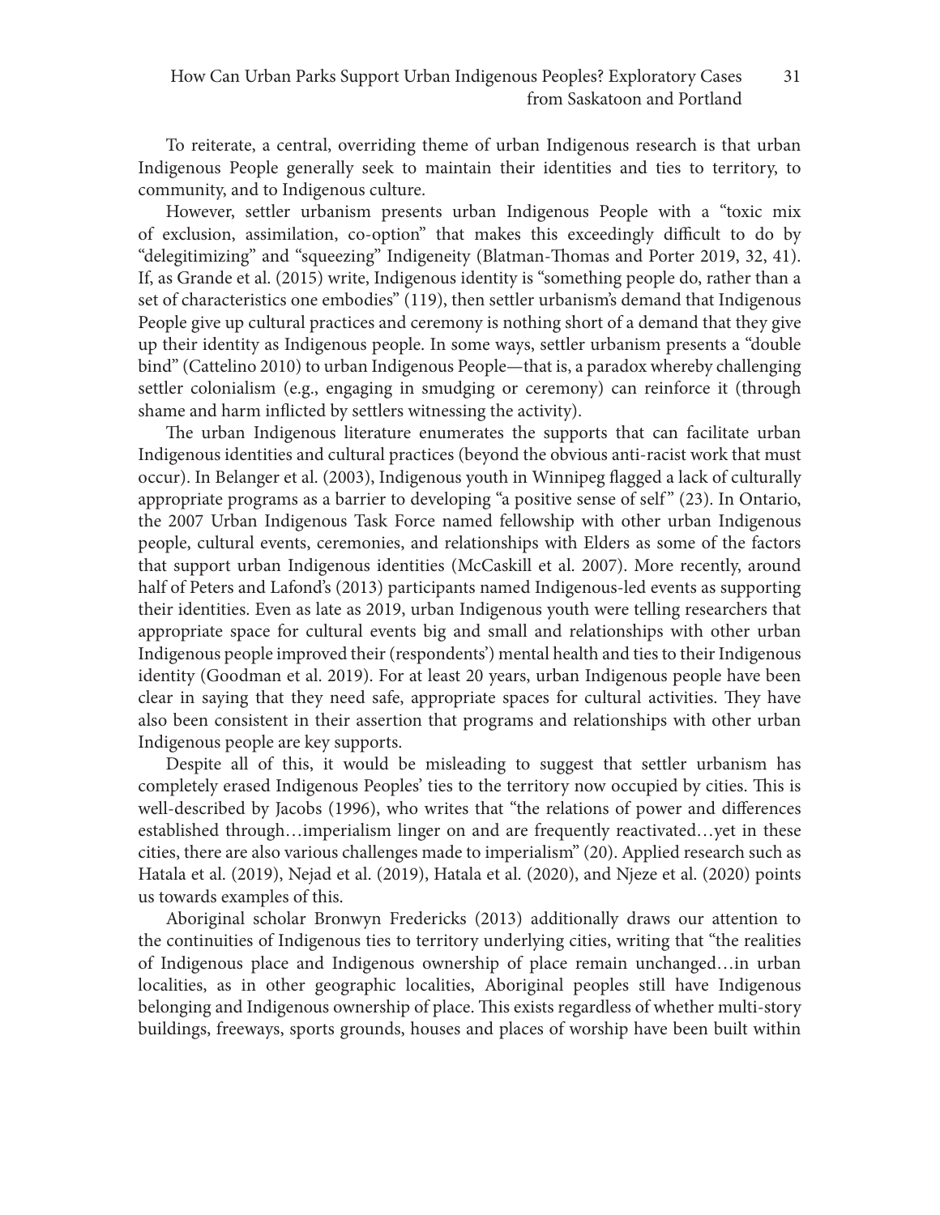To reiterate, a central, overriding theme of urban Indigenous research is that urban Indigenous People generally seek to maintain their identities and ties to territory, to community, and to Indigenous culture.

However, settler urbanism presents urban Indigenous People with a "toxic mix of exclusion, assimilation, co-option" that makes this exceedingly difficult to do by "delegitimizing" and "squeezing" Indigeneity (Blatman-Thomas and Porter 2019, 32, 41). If, as Grande et al. (2015) write, Indigenous identity is "something people do, rather than a set of characteristics one embodies" (119), then settler urbanism's demand that Indigenous People give up cultural practices and ceremony is nothing short of a demand that they give up their identity as Indigenous people. In some ways, settler urbanism presents a "double bind" (Cattelino 2010) to urban Indigenous People—that is, a paradox whereby challenging settler colonialism (e.g., engaging in smudging or ceremony) can reinforce it (through shame and harm inflicted by settlers witnessing the activity).

The urban Indigenous literature enumerates the supports that can facilitate urban Indigenous identities and cultural practices (beyond the obvious anti-racist work that must occur). In Belanger et al. (2003), Indigenous youth in Winnipeg flagged a lack of culturally appropriate programs as a barrier to developing "a positive sense of self" (23). In Ontario, the 2007 Urban Indigenous Task Force named fellowship with other urban Indigenous people, cultural events, ceremonies, and relationships with Elders as some of the factors that support urban Indigenous identities (McCaskill et al. 2007). More recently, around half of Peters and Lafond's (2013) participants named Indigenous-led events as supporting their identities. Even as late as 2019, urban Indigenous youth were telling researchers that appropriate space for cultural events big and small and relationships with other urban Indigenous people improved their (respondents') mental health and ties to their Indigenous identity (Goodman et al. 2019). For at least 20 years, urban Indigenous people have been clear in saying that they need safe, appropriate spaces for cultural activities. They have also been consistent in their assertion that programs and relationships with other urban Indigenous people are key supports.

Despite all of this, it would be misleading to suggest that settler urbanism has completely erased Indigenous Peoples' ties to the territory now occupied by cities. This is well-described by Jacobs (1996), who writes that "the relations of power and differences established through…imperialism linger on and are frequently reactivated…yet in these cities, there are also various challenges made to imperialism" (20). Applied research such as Hatala et al. (2019), Nejad et al. (2019), Hatala et al. (2020), and Njeze et al. (2020) points us towards examples of this.

Aboriginal scholar Bronwyn Fredericks (2013) additionally draws our attention to the continuities of Indigenous ties to territory underlying cities, writing that "the realities of Indigenous place and Indigenous ownership of place remain unchanged…in urban localities, as in other geographic localities, Aboriginal peoples still have Indigenous belonging and Indigenous ownership of place. This exists regardless of whether multi-story buildings, freeways, sports grounds, houses and places of worship have been built within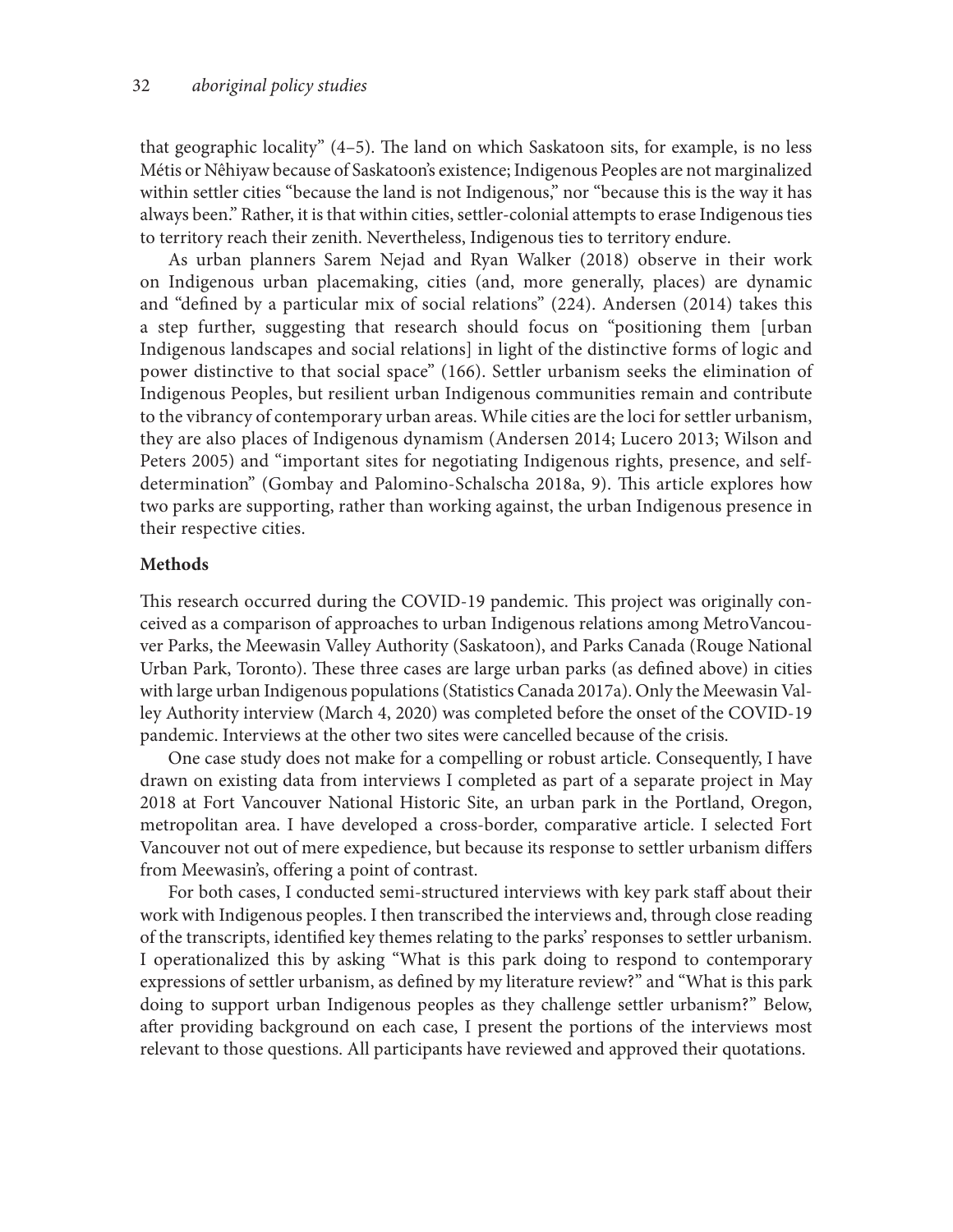that geographic locality" (4–5). The land on which Saskatoon sits, for example, is no less Métis or Nêhiyaw because of Saskatoon's existence; Indigenous Peoples are not marginalized within settler cities "because the land is not Indigenous," nor "because this is the way it has always been." Rather, it is that within cities, settler-colonial attempts to erase Indigenous ties to territory reach their zenith. Nevertheless, Indigenous ties to territory endure.

As urban planners Sarem Nejad and Ryan Walker (2018) observe in their work on Indigenous urban placemaking, cities (and, more generally, places) are dynamic and "defined by a particular mix of social relations" (224). Andersen (2014) takes this a step further, suggesting that research should focus on "positioning them [urban Indigenous landscapes and social relations] in light of the distinctive forms of logic and power distinctive to that social space" (166). Settler urbanism seeks the elimination of Indigenous Peoples, but resilient urban Indigenous communities remain and contribute to the vibrancy of contemporary urban areas. While cities are the loci for settler urbanism, they are also places of Indigenous dynamism (Andersen 2014; Lucero 2013; Wilson and Peters 2005) and "important sites for negotiating Indigenous rights, presence, and self-determination" (Gombay and Palomino-Schalscha 2018a, 9). This article explores how two parks are supporting, rather than working against, the urban Indigenous presence in their respective cities.

### Methods

This research occurred during the COVID-19 pandemic. This project was originally conceived as a comparison of approaches to urban Indigenous relations among MetroVancouver Parks, the Meewasin Valley Authority (Saskatoon), and Parks Canada (Rouge National Urban Park, Toronto). These three cases are large urban parks (as defined above) in cities with large urban Indigenous populations (Statistics Canada 2017a). Only the Meewasin Valley Authority interview (March 4, 2020) was completed before the onset of the COVID-19 pandemic. Interviews at the other two sites were cancelled because of the crisis.

One case study does not make for a compelling or robust article. Consequently, I have drawn on existing data from interviews I completed as part of a separate project in May 2018 at Fort Vancouver National Historic Site, an urban park in the Portland, Oregon, metropolitan area. I have developed a cross-border, comparative article. I selected Fort Vancouver not out of mere expedience, but because its response to settler urbanism differs from Meewasin's, offering a point of contrast.

For both cases, I conducted semi-structured interviews with key park staff about their work with Indigenous peoples. I then transcribed the interviews and, through close reading of the transcripts, identified key themes relating to the parks' responses to settler urbanism. I operationalized this by asking "What is this park doing to respond to contemporary expressions of settler urbanism, as defined by my literature review?" and "What is this park doing to support urban Indigenous peoples as they challenge settler urbanism?" Below, after providing background on each case, I present the portions of the interviews most relevant to those questions. All participants have reviewed and approved their quotations.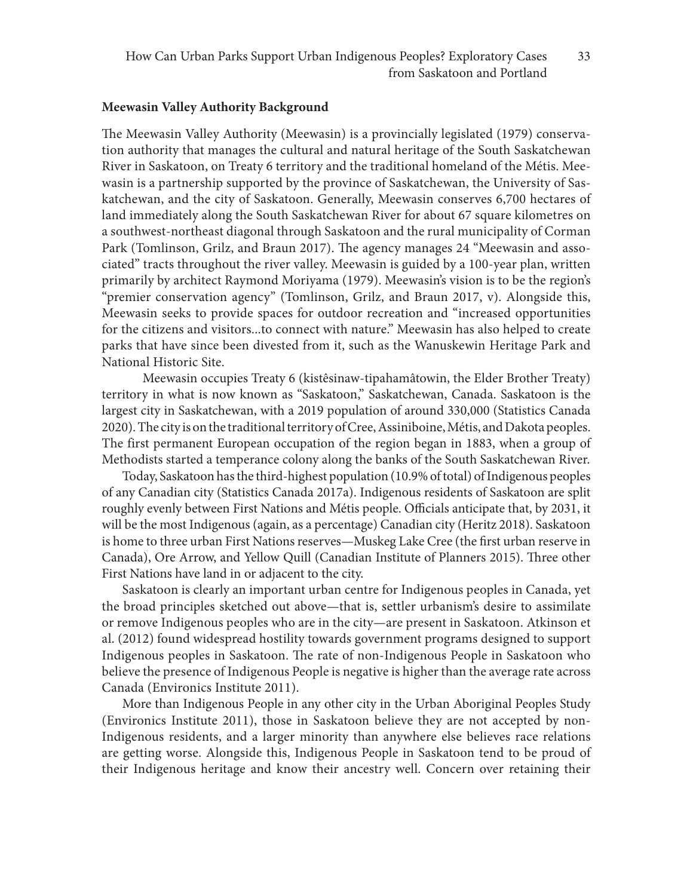**Meewasin Valley Authority Background**

The Meewasin Valley Authority (Meewasin) is a provincially legislated (1979) conservation authority that manages the cultural and natural heritage of the South Saskatchewan River in Saskatoon, on Treaty 6 territory and the traditional homeland of the Métis. Meewasin is a partnership supported by the province of Saskatchewan, the University of Saskatchewan, and the city of Saskatoon. Generally, Meewasin conserves 6,700 hectares of land immediately along the South Saskatchewan River for about 67 square kilometres on a southwest-northeast diagonal through Saskatoon and the rural municipality of Corman Park (Tomlinson, Grilz, and Braun 2017). The agency manages 24 "Meewasin and associated" tracts throughout the river valley. Meewasin is guided by a 100-year plan, written primarily by architect Raymond Moriyama (1979). Meewasin's vision is to be the region's "premier conservation agency" (Tomlinson, Grilz, and Braun 2017, v). Alongside this, Meewasin seeks to provide spaces for outdoor recreation and "increased opportunities for the citizens and visitors...to connect with nature." Meewasin has also helped to create parks that have since been divested from it, such as the Wanuskewin Heritage Park and National Historic Site.

Meewasin occupies Treaty 6 (kistêsinaw-tipahamâtowin, the Elder Brother Treaty) territory in what is now known as "Saskatoon," Saskatchewan, Canada. Saskatoon is the largest city in Saskatchewan, with a 2019 population of around 330,000 (Statistics Canada 2020). The city is on the traditional territory of Cree, Assiniboine, Métis, and Dakota peoples. The first permanent European occupation of the region began in 1883, when a group of Methodists started a temperance colony along the banks of the South Saskatchewan River.

Today, Saskatoon has the third-highest population (10.9% of total) of Indigenous peoples of any Canadian city (Statistics Canada 2017a). Indigenous residents of Saskatoon are split roughly evenly between First Nations and Métis people. Officials anticipate that, by 2031, it will be the most Indigenous (again, as a percentage) Canadian city (Heritz 2018). Saskatoon is home to three urban First Nations reserves—Muskeg Lake Cree (the first urban reserve in Canada), Ore Arrow, and Yellow Quill (Canadian Institute of Planners 2015). Three other First Nations have land in or adjacent to the city.

Saskatoon is clearly an important urban centre for Indigenous peoples in Canada, yet the broad principles sketched out above—that is, settler urbanism's desire to assimilate or remove Indigenous peoples who are in the city—are present in Saskatoon. Atkinson et al. (2012) found widespread hostility towards government programs designed to support Indigenous peoples in Saskatoon. The rate of non-Indigenous People in Saskatoon who believe the presence of Indigenous People is negative is higher than the average rate across Canada (Environics Institute 2011).

More than Indigenous People in any other city in the Urban Aboriginal Peoples Study (Environics Institute 2011), those in Saskatoon believe they are not accepted by non-Indigenous residents, and a larger minority than anywhere else believes race relations are getting worse. Alongside this, Indigenous People in Saskatoon tend to be proud of their Indigenous heritage and know their ancestry well. Concern over retaining their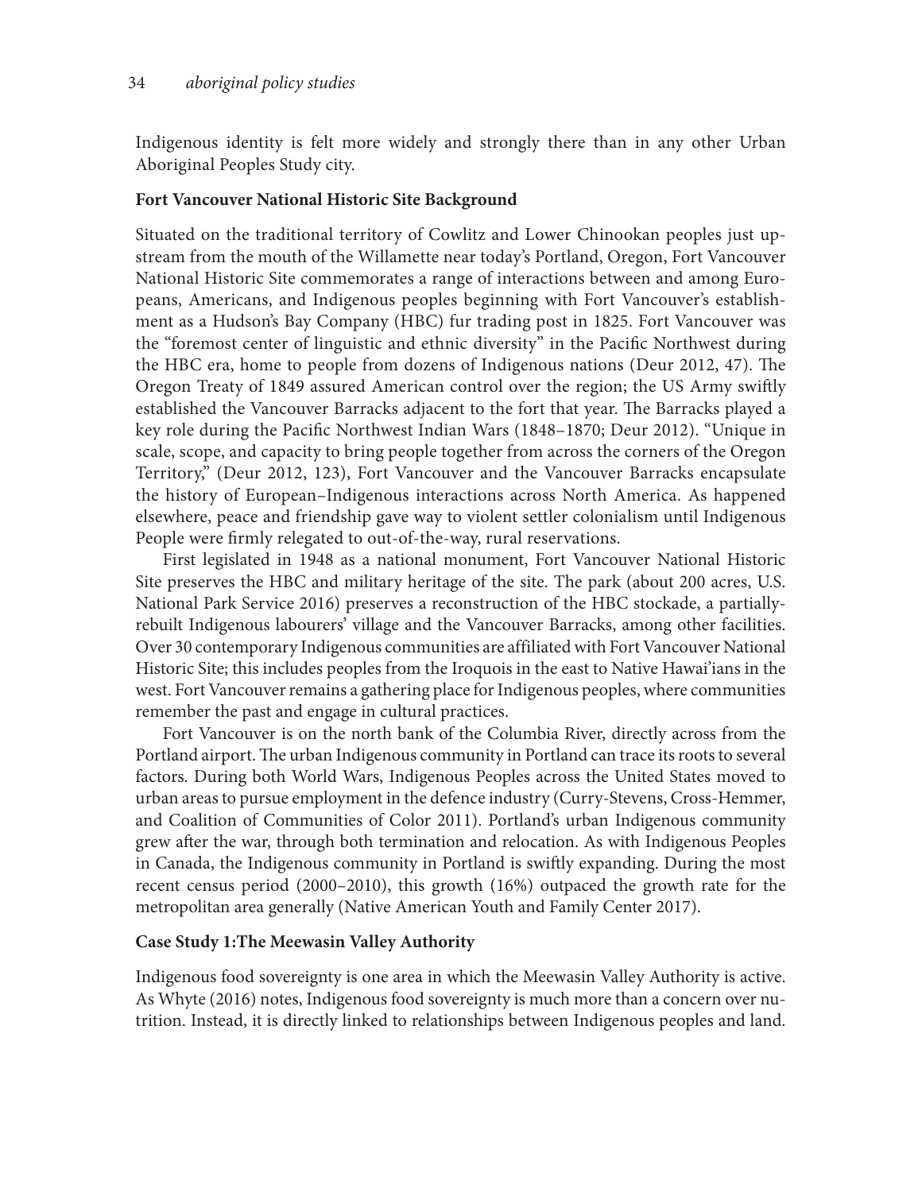Indigenous identity is felt more widely and strongly there than in any other Urban Aboriginal Peoples Study city.

**Fort Vancouver National Historic Site Background**

Situated on the traditional territory of Cowlitz and Lower Chinookan peoples just upstream from the mouth of the Willamette near today's Portland, Oregon, Fort Vancouver National Historic Site commemorates a range of interactions between and among Europeans, Americans, and Indigenous peoples beginning with Fort Vancouver's establishment as a Hudson's Bay Company (HBC) fur trading post in 1825. Fort Vancouver was the "foremost center of linguistic and ethnic diversity" in the Pacific Northwest during the HBC era, home to people from dozens of Indigenous nations (Deur 2012, 47). The Oregon Treaty of 1849 assured American control over the region; the US Army swiftly established the Vancouver Barracks adjacent to the fort that year. The Barracks played a key role during the Pacific Northwest Indian Wars (1848–1870; Deur 2012). "Unique in scale, scope, and capacity to bring people together from across the corners of the Oregon Territory," (Deur 2012, 123), Fort Vancouver and the Vancouver Barracks encapsulate the history of European–Indigenous interactions across North America. As happened elsewhere, peace and friendship gave way to violent settler colonialism until Indigenous People were firmly relegated to out-of-the-way, rural reservations.

First legislated in 1948 as a national monument, Fort Vancouver National Historic Site preserves the HBC and military heritage of the site. The park (about 200 acres, U.S. National Park Service 2016) preserves a reconstruction of the HBC stockade, a partially-rebuilt Indigenous labourers' village and the Vancouver Barracks, among other facilities. Over 30 contemporary Indigenous communities are affiliated with Fort Vancouver National Historic Site; this includes peoples from the Iroquois in the east to Native Hawai'ians in the west. Fort Vancouver remains a gathering place for Indigenous peoples, where communities remember the past and engage in cultural practices.

Fort Vancouver is on the north bank of the Columbia River, directly across from the Portland airport. The urban Indigenous community in Portland can trace its roots to several factors. During both World Wars, Indigenous Peoples across the United States moved to urban areas to pursue employment in the defence industry (Curry-Stevens, Cross-Hemmer, and Coalition of Communities of Color 2011). Portland's urban Indigenous community grew after the war, through both termination and relocation. As with Indigenous Peoples in Canada, the Indigenous community in Portland is swiftly expanding. During the most recent census period (2000–2010), this growth (16%) outpaced the growth rate for the metropolitan area generally (Native American Youth and Family Center 2017).

**Case Study 1:The Meewasin Valley Authority**

Indigenous food sovereignty is one area in which the Meewasin Valley Authority is active. As Whyte (2016) notes, Indigenous food sovereignty is much more than a concern over nutrition. Instead, it is directly linked to relationships between Indigenous peoples and land.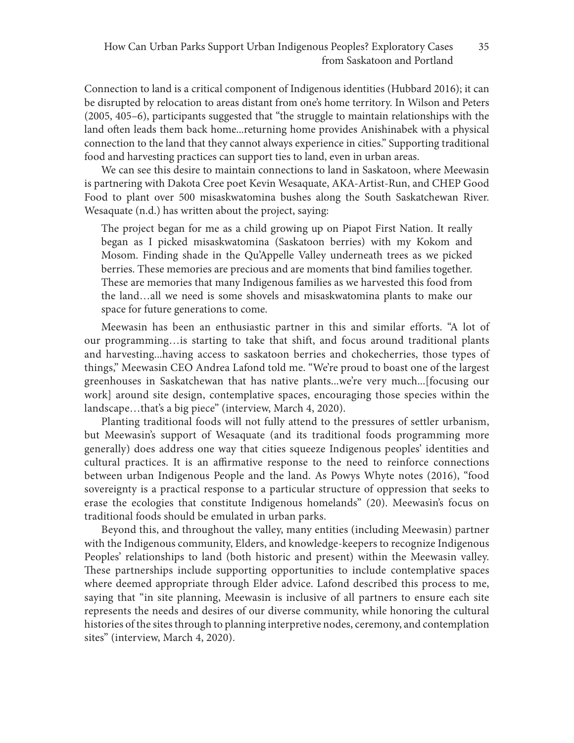Connection to land is a critical component of Indigenous identities (Hubbard 2016); it can be disrupted by relocation to areas distant from one's home territory. In Wilson and Peters (2005, 405–6), participants suggested that "the struggle to maintain relationships with the land often leads them back home...returning home provides Anishinabek with a physical connection to the land that they cannot always experience in cities." Supporting traditional food and harvesting practices can support ties to land, even in urban areas.

We can see this desire to maintain connections to land in Saskatoon, where Meewasin is partnering with Dakota Cree poet Kevin Wesaquate, AKA-Artist-Run, and CHEP Good Food to plant over 500 misaskwatomina bushes along the South Saskatchewan River. Wesaquate (n.d.) has written about the project, saying:

> The project began for me as a child growing up on Piapot First Nation. It really began as I picked misaskwatomina (Saskatoon berries) with my Kokom and Mosom. Finding shade in the Qu'Appelle Valley underneath trees as we picked berries. These memories are precious and are moments that bind families together. These are memories that many Indigenous families as we harvested this food from the land…all we need is some shovels and misaskwatomina plants to make our space for future generations to come.

Meewasin has been an enthusiastic partner in this and similar efforts. "A lot of our programming…is starting to take that shift, and focus around traditional plants and harvesting...having access to saskatoon berries and chokecherries, those types of things," Meewasin CEO Andrea Lafond told me. "We're proud to boast one of the largest greenhouses in Saskatchewan that has native plants...we're very much...[focusing our work] around site design, contemplative spaces, encouraging those species within the landscape…that's a big piece" (interview, March 4, 2020).

Planting traditional foods will not fully attend to the pressures of settler urbanism, but Meewasin's support of Wesaquate (and its traditional foods programming more generally) does address one way that cities squeeze Indigenous peoples' identities and cultural practices. It is an affirmative response to the need to reinforce connections between urban Indigenous People and the land. As Powys Whyte notes (2016), "food sovereignty is a practical response to a particular structure of oppression that seeks to erase the ecologies that constitute Indigenous homelands" (20). Meewasin's focus on traditional foods should be emulated in urban parks.

Beyond this, and throughout the valley, many entities (including Meewasin) partner with the Indigenous community, Elders, and knowledge-keepers to recognize Indigenous Peoples' relationships to land (both historic and present) within the Meewasin valley. These partnerships include supporting opportunities to include contemplative spaces where deemed appropriate through Elder advice. Lafond described this process to me, saying that "in site planning, Meewasin is inclusive of all partners to ensure each site represents the needs and desires of our diverse community, while honoring the cultural histories of the sites through to planning interpretive nodes, ceremony, and contemplation sites" (interview, March 4, 2020).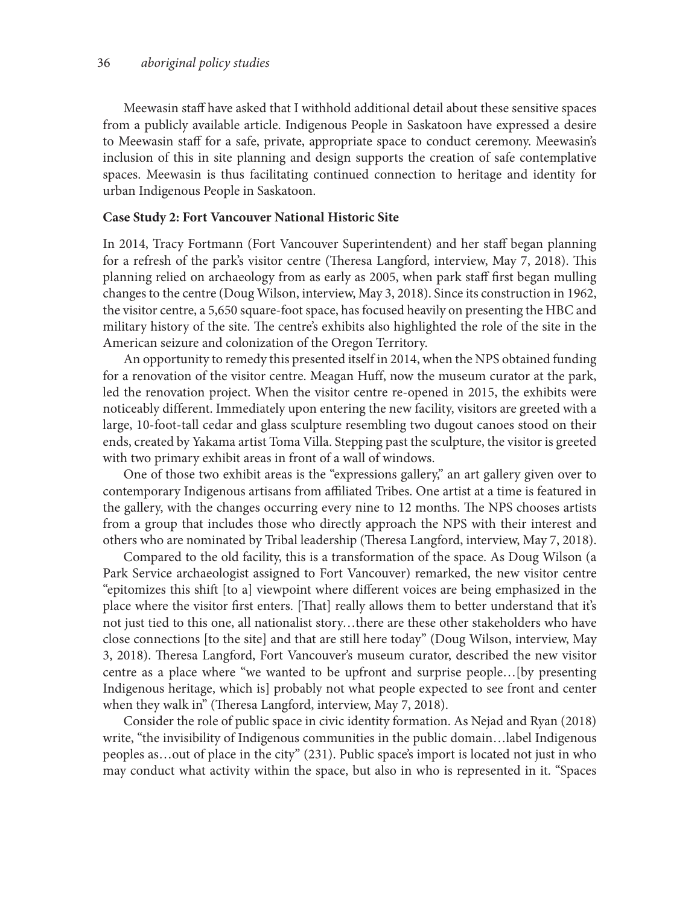Meewasin staff have asked that I withhold additional detail about these sensitive spaces from a publicly available article. Indigenous People in Saskatoon have expressed a desire to Meewasin staff for a safe, private, appropriate space to conduct ceremony. Meewasin's inclusion of this in site planning and design supports the creation of safe contemplative spaces. Meewasin is thus facilitating continued connection to heritage and identity for urban Indigenous People in Saskatoon.

**Case Study 2: Fort Vancouver National Historic Site**

In 2014, Tracy Fortmann (Fort Vancouver Superintendent) and her staff began planning for a refresh of the park's visitor centre (Theresa Langford, interview, May 7, 2018). This planning relied on archaeology from as early as 2005, when park staff first began mulling changes to the centre (Doug Wilson, interview, May 3, 2018). Since its construction in 1962, the visitor centre, a 5,650 square-foot space, has focused heavily on presenting the HBC and military history of the site. The centre's exhibits also highlighted the role of the site in the American seizure and colonization of the Oregon Territory.

An opportunity to remedy this presented itself in 2014, when the NPS obtained funding for a renovation of the visitor centre. Meagan Huff, now the museum curator at the park, led the renovation project. When the visitor centre re-opened in 2015, the exhibits were noticeably different. Immediately upon entering the new facility, visitors are greeted with a large, 10-foot-tall cedar and glass sculpture resembling two dugout canoes stood on their ends, created by Yakama artist Toma Villa. Stepping past the sculpture, the visitor is greeted with two primary exhibit areas in front of a wall of windows.

One of those two exhibit areas is the "expressions gallery," an art gallery given over to contemporary Indigenous artisans from affiliated Tribes. One artist at a time is featured in the gallery, with the changes occurring every nine to 12 months. The NPS chooses artists from a group that includes those who directly approach the NPS with their interest and others who are nominated by Tribal leadership (Theresa Langford, interview, May 7, 2018).

Compared to the old facility, this is a transformation of the space. As Doug Wilson (a Park Service archaeologist assigned to Fort Vancouver) remarked, the new visitor centre "epitomizes this shift [to a] viewpoint where different voices are being emphasized in the place where the visitor first enters. [That] really allows them to better understand that it's not just tied to this one, all nationalist story…there are these other stakeholders who have close connections [to the site] and that are still here today" (Doug Wilson, interview, May 3, 2018). Theresa Langford, Fort Vancouver's museum curator, described the new visitor centre as a place where "we wanted to be upfront and surprise people…[by presenting Indigenous heritage, which is] probably not what people expected to see front and center when they walk in" (Theresa Langford, interview, May 7, 2018).

Consider the role of public space in civic identity formation. As Nejad and Ryan (2018) write, "the invisibility of Indigenous communities in the public domain…label Indigenous peoples as…out of place in the city" (231). Public space's import is located not just in who may conduct what activity within the space, but also in who is represented in it. "Spaces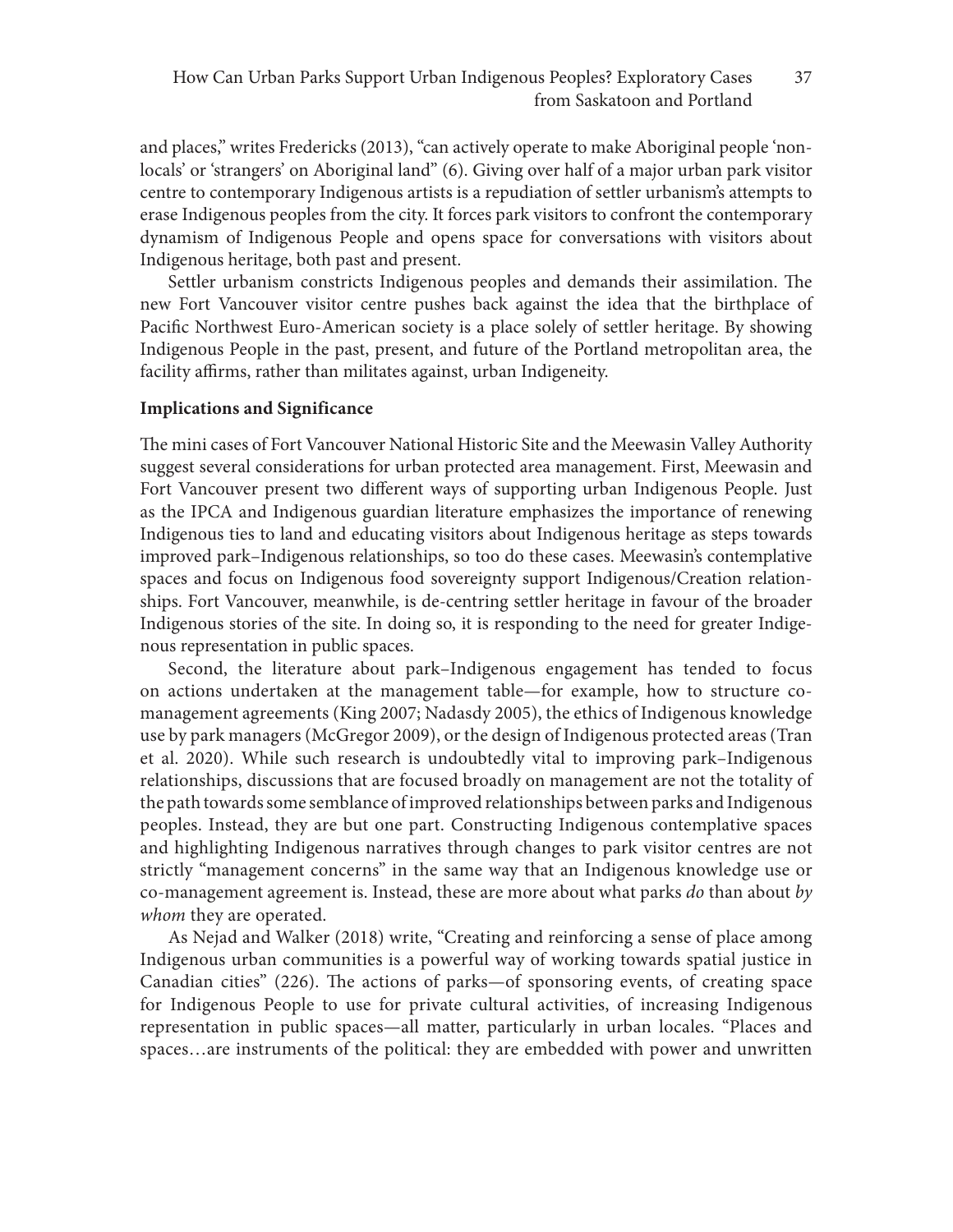and places," writes Fredericks (2013), "can actively operate to make Aboriginal people 'non-locals' or 'strangers' on Aboriginal land" (6). Giving over half of a major urban park visitor centre to contemporary Indigenous artists is a repudiation of settler urbanism's attempts to erase Indigenous peoples from the city. It forces park visitors to confront the contemporary dynamism of Indigenous People and opens space for conversations with visitors about Indigenous heritage, both past and present.

Settler urbanism constricts Indigenous peoples and demands their assimilation. The new Fort Vancouver visitor centre pushes back against the idea that the birthplace of Pacific Northwest Euro-American society is a place solely of settler heritage. By showing Indigenous People in the past, present, and future of the Portland metropolitan area, the facility affirms, rather than militates against, urban Indigeneity.

**Implications and Significance**

The mini cases of Fort Vancouver National Historic Site and the Meewasin Valley Authority suggest several considerations for urban protected area management. First, Meewasin and Fort Vancouver present two different ways of supporting urban Indigenous People. Just as the IPCA and Indigenous guardian literature emphasizes the importance of renewing Indigenous ties to land and educating visitors about Indigenous heritage as steps towards improved park–Indigenous relationships, so too do these cases. Meewasin's contemplative spaces and focus on Indigenous food sovereignty support Indigenous/Creation relationships. Fort Vancouver, meanwhile, is de-centring settler heritage in favour of the broader Indigenous stories of the site. In doing so, it is responding to the need for greater Indigenous representation in public spaces.

Second, the literature about park–Indigenous engagement has tended to focus on actions undertaken at the management table—for example, how to structure co-management agreements (King 2007; Nadasdy 2005), the ethics of Indigenous knowledge use by park managers (McGregor 2009), or the design of Indigenous protected areas (Tran et al. 2020). While such research is undoubtedly vital to improving park–Indigenous relationships, discussions that are focused broadly on management are not the totality of the path towards some semblance of improved relationships between parks and Indigenous peoples. Instead, they are but one part. Constructing Indigenous contemplative spaces and highlighting Indigenous narratives through changes to park visitor centres are not strictly "management concerns" in the same way that an Indigenous knowledge use or co-management agreement is. Instead, these are more about what parks *do* than about *by whom* they are operated.

As Nejad and Walker (2018) write, "Creating and reinforcing a sense of place among Indigenous urban communities is a powerful way of working towards spatial justice in Canadian cities" (226). The actions of parks—of sponsoring events, of creating space for Indigenous People to use for private cultural activities, of increasing Indigenous representation in public spaces—all matter, particularly in urban locales. "Places and spaces…are instruments of the political: they are embedded with power and unwritten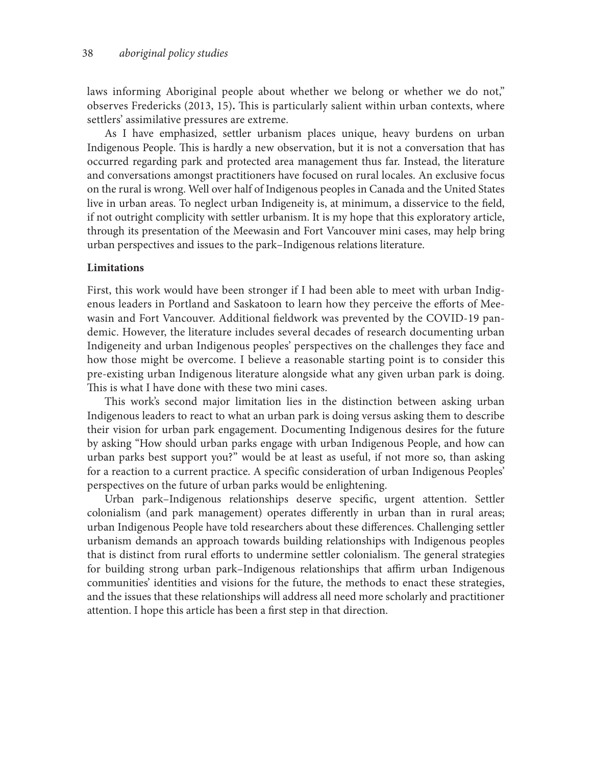laws informing Aboriginal people about whether we belong or whether we do not," observes Fredericks (2013, 15). This is particularly salient within urban contexts, where settlers' assimilative pressures are extreme.

As I have emphasized, settler urbanism places unique, heavy burdens on urban Indigenous People. This is hardly a new observation, but it is not a conversation that has occurred regarding park and protected area management thus far. Instead, the literature and conversations amongst practitioners have focused on rural locales. An exclusive focus on the rural is wrong. Well over half of Indigenous peoples in Canada and the United States live in urban areas. To neglect urban Indigeneity is, at minimum, a disservice to the field, if not outright complicity with settler urbanism. It is my hope that this exploratory article, through its presentation of the Meewasin and Fort Vancouver mini cases, may help bring urban perspectives and issues to the park–Indigenous relations literature.

**Limitations**

First, this work would have been stronger if I had been able to meet with urban Indigenous leaders in Portland and Saskatoon to learn how they perceive the efforts of Meewasin and Fort Vancouver. Additional fieldwork was prevented by the COVID-19 pandemic. However, the literature includes several decades of research documenting urban Indigeneity and urban Indigenous peoples' perspectives on the challenges they face and how those might be overcome. I believe a reasonable starting point is to consider this pre-existing urban Indigenous literature alongside what any given urban park is doing. This is what I have done with these two mini cases.

This work's second major limitation lies in the distinction between asking urban Indigenous leaders to react to what an urban park is doing versus asking them to describe their vision for urban park engagement. Documenting Indigenous desires for the future by asking "How should urban parks engage with urban Indigenous People, and how can urban parks best support you?" would be at least as useful, if not more so, than asking for a reaction to a current practice. A specific consideration of urban Indigenous Peoples' perspectives on the future of urban parks would be enlightening.

Urban park–Indigenous relationships deserve specific, urgent attention. Settler colonialism (and park management) operates differently in urban than in rural areas; urban Indigenous People have told researchers about these differences. Challenging settler urbanism demands an approach towards building relationships with Indigenous peoples that is distinct from rural efforts to undermine settler colonialism. The general strategies for building strong urban park–Indigenous relationships that affirm urban Indigenous communities' identities and visions for the future, the methods to enact these strategies, and the issues that these relationships will address all need more scholarly and practitioner attention. I hope this article has been a first step in that direction.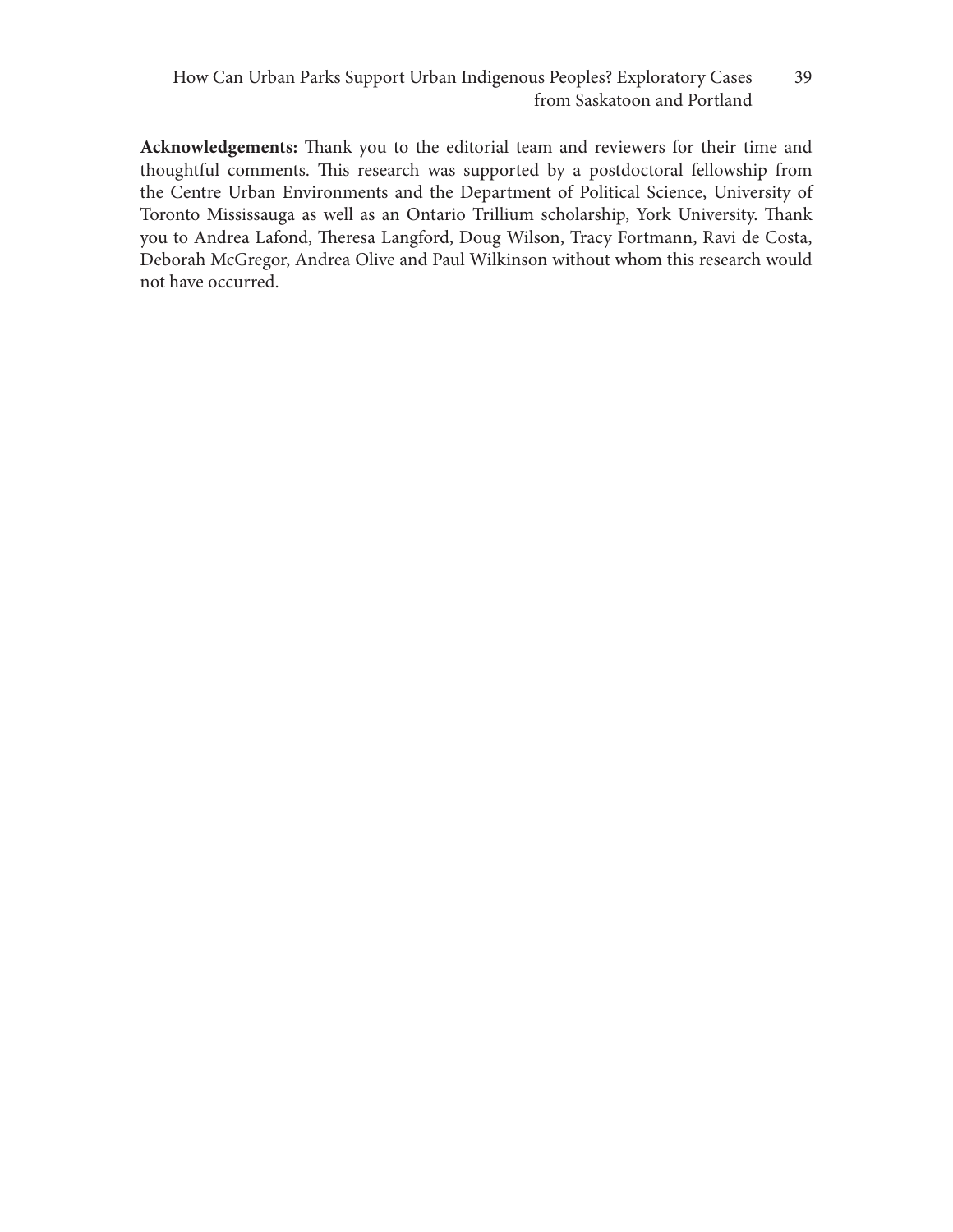**Acknowledgements:** Thank you to the editorial team and reviewers for their time and thoughtful comments. This research was supported by a postdoctoral fellowship from the Centre Urban Environments and the Department of Political Science, University of Toronto Mississauga as well as an Ontario Trillium scholarship, York University. Thank you to Andrea Lafond, Theresa Langford, Doug Wilson, Tracy Fortmann, Ravi de Costa, Deborah McGregor, Andrea Olive and Paul Wilkinson without whom this research would not have occurred.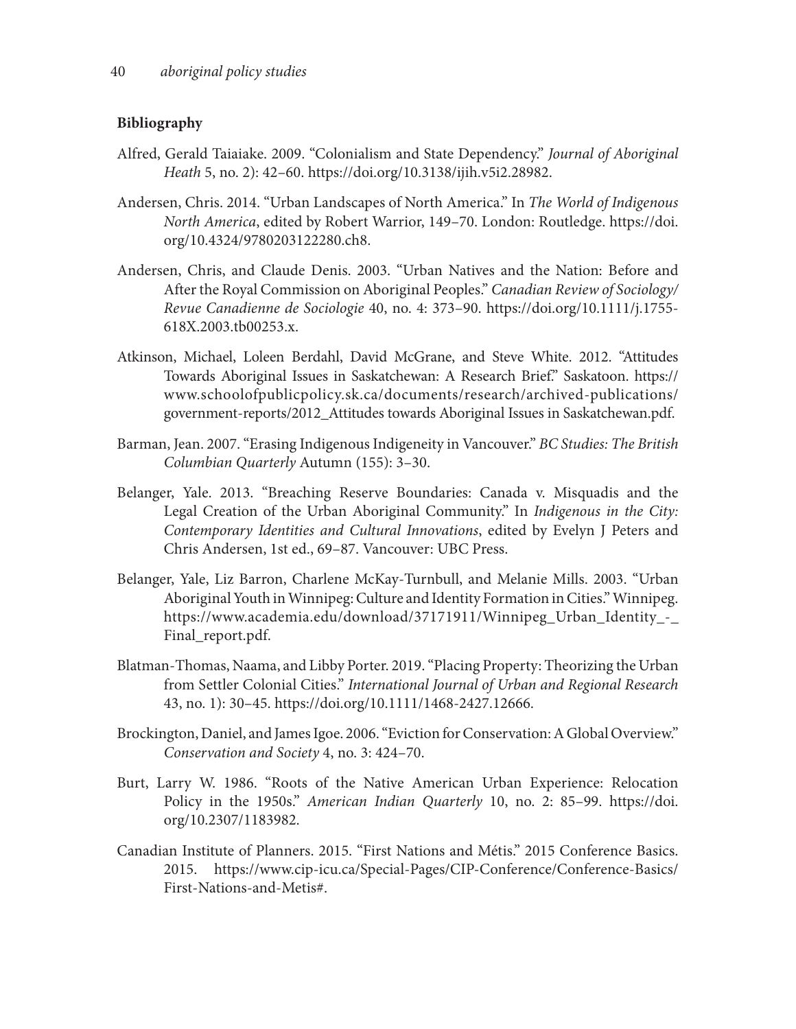**Bibliography**

Alfred, Gerald Taiaiake. 2009. "Colonialism and State Dependency." *Journal of Aboriginal Heath* 5, no. 2): 42–60. https://doi.org/10.3138/ijih.v5i2.28982.

Andersen, Chris. 2014. "Urban Landscapes of North America." In *The World of Indigenous North America*, edited by Robert Warrior, 149–70. London: Routledge. https://doi.org/10.4324/9780203122280.ch8.

Andersen, Chris, and Claude Denis. 2003. "Urban Natives and the Nation: Before and After the Royal Commission on Aboriginal Peoples." *Canadian Review of Sociology/Revue Canadienne de Sociologie* 40, no. 4: 373–90. https://doi.org/10.1111/j.1755-618X.2003.tb00253.x.

Atkinson, Michael, Loleen Berdahl, David McGrane, and Steve White. 2012. "Attitudes Towards Aboriginal Issues in Saskatchewan: A Research Brief." Saskatoon. https://www.schoolofpublicpolicy.sk.ca/documents/research/archived-publications/government-reports/2012_Attitudes towards Aboriginal Issues in Saskatchewan.pdf.

Barman, Jean. 2007. "Erasing Indigenous Indigeneity in Vancouver." *BC Studies: The British Columbian Quarterly* Autumn (155): 3–30.

Belanger, Yale. 2013. "Breaching Reserve Boundaries: Canada v. Misquadis and the Legal Creation of the Urban Aboriginal Community." In *Indigenous in the City: Contemporary Identities and Cultural Innovations*, edited by Evelyn J Peters and Chris Andersen, 1st ed., 69–87. Vancouver: UBC Press.

Belanger, Yale, Liz Barron, Charlene McKay-Turnbull, and Melanie Mills. 2003. "Urban Aboriginal Youth in Winnipeg: Culture and Identity Formation in Cities." Winnipeg. https://www.academia.edu/download/37171911/Winnipeg_Urban_Identity_-_Final_report.pdf.

Blatman-Thomas, Naama, and Libby Porter. 2019. "Placing Property: Theorizing the Urban from Settler Colonial Cities." *International Journal of Urban and Regional Research* 43, no. 1): 30–45. https://doi.org/10.1111/1468-2427.12666.

Brockington, Daniel, and James Igoe. 2006. "Eviction for Conservation: A Global Overview." *Conservation and Society* 4, no. 3: 424–70.

Burt, Larry W. 1986. "Roots of the Native American Urban Experience: Relocation Policy in the 1950s." *American Indian Quarterly* 10, no. 2: 85–99. https://doi.org/10.2307/1183982.

Canadian Institute of Planners. 2015. "First Nations and Métis." 2015 Conference Basics. 2015. https://www.cip-icu.ca/Special-Pages/CIP-Conference/Conference-Basics/First-Nations-and-Metis#.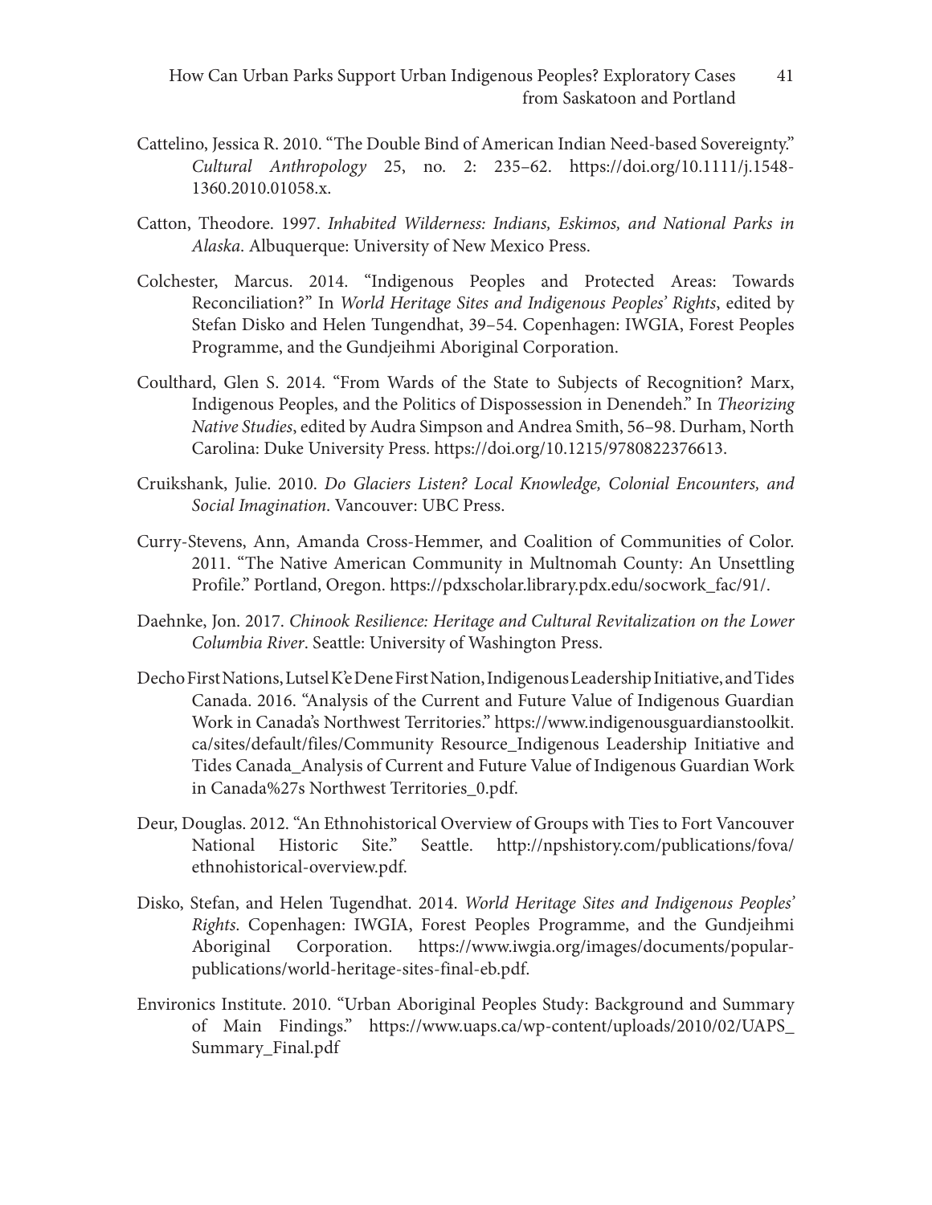Cattelino, Jessica R. 2010. "The Double Bind of American Indian Need-based Sovereignty." *Cultural Anthropology* 25, no. 2: 235–62. https://doi.org/10.1111/j.1548-1360.2010.01058.x.

Catton, Theodore. 1997. *Inhabited Wilderness: Indians, Eskimos, and National Parks in Alaska*. Albuquerque: University of New Mexico Press.

Colchester, Marcus. 2014. "Indigenous Peoples and Protected Areas: Towards Reconciliation?" In *World Heritage Sites and Indigenous Peoples' Rights*, edited by Stefan Disko and Helen Tungendhat, 39–54. Copenhagen: IWGIA, Forest Peoples Programme, and the Gundjeihmi Aboriginal Corporation.

Coulthard, Glen S. 2014. "From Wards of the State to Subjects of Recognition? Marx, Indigenous Peoples, and the Politics of Dispossession in Denendeh." In *Theorizing Native Studies*, edited by Audra Simpson and Andrea Smith, 56–98. Durham, North Carolina: Duke University Press. https://doi.org/10.1215/9780822376613.

Cruikshank, Julie. 2010. *Do Glaciers Listen? Local Knowledge, Colonial Encounters, and Social Imagination*. Vancouver: UBC Press.

Curry-Stevens, Ann, Amanda Cross-Hemmer, and Coalition of Communities of Color. 2011. "The Native American Community in Multnomah County: An Unsettling Profile." Portland, Oregon. https://pdxscholar.library.pdx.edu/socwork_fac/91/.

Daehnke, Jon. 2017. *Chinook Resilience: Heritage and Cultural Revitalization on the Lower Columbia River*. Seattle: University of Washington Press.

Decho First Nations, Lutsel K'e Dene First Nation, Indigenous Leadership Initiative, and Tides Canada. 2016. "Analysis of the Current and Future Value of Indigenous Guardian Work in Canada's Northwest Territories." https://www.indigenousguardianstoolkit.ca/sites/default/files/Community Resource_Indigenous Leadership Initiative and Tides Canada_Analysis of Current and Future Value of Indigenous Guardian Work in Canada%27s Northwest Territories_0.pdf.

Deur, Douglas. 2012. "An Ethnohistorical Overview of Groups with Ties to Fort Vancouver National Historic Site." Seattle. http://npshistory.com/publications/fova/ethnohistorical-overview.pdf.

Disko, Stefan, and Helen Tugendhat. 2014. *World Heritage Sites and Indigenous Peoples' Rights*. Copenhagen: IWGIA, Forest Peoples Programme, and the Gundjeihmi Aboriginal Corporation. https://www.iwgia.org/images/documents/popular-publications/world-heritage-sites-final-eb.pdf.

Environics Institute. 2010. "Urban Aboriginal Peoples Study: Background and Summary of Main Findings." https://www.uaps.ca/wp-content/uploads/2010/02/UAPS_Summary_Final.pdf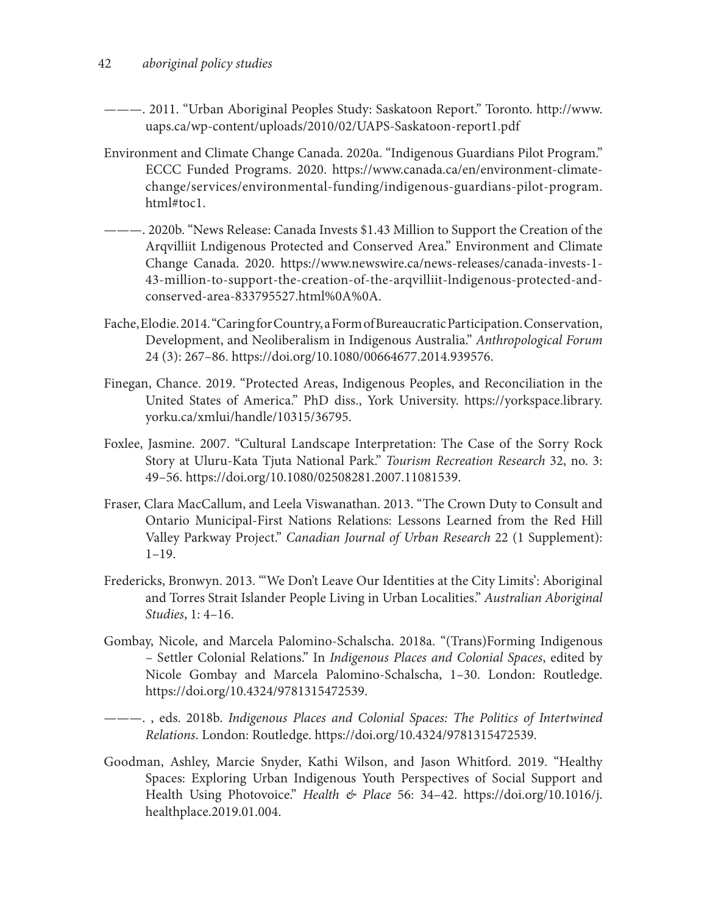———. 2011. "Urban Aboriginal Peoples Study: Saskatoon Report." Toronto. http://www.uaps.ca/wp-content/uploads/2010/02/UAPS-Saskatoon-report1.pdf

Environment and Climate Change Canada. 2020a. "Indigenous Guardians Pilot Program." ECCC Funded Programs. 2020. https://www.canada.ca/en/environment-climate-change/services/environmental-funding/indigenous-guardians-pilot-program.html#toc1.

———. 2020b. "News Release: Canada Invests $1.43 Million to Support the Creation of the Arqvilliit Lndigenous Protected and Conserved Area." Environment and Climate Change Canada. 2020. https://www.newswire.ca/news-releases/canada-invests-1-43-million-to-support-the-creation-of-the-arqvilliit-lndigenous-protected-and-conserved-area-833795527.html%0A%0A.

Fache, Elodie. 2014. "Caring for Country, a Form of Bureaucratic Participation. Conservation, Development, and Neoliberalism in Indigenous Australia." *Anthropological Forum* 24 (3): 267–86. https://doi.org/10.1080/00664677.2014.939576.

Finegan, Chance. 2019. "Protected Areas, Indigenous Peoples, and Reconciliation in the United States of America." PhD diss., York University. https://yorkspace.library.yorku.ca/xmlui/handle/10315/36795.

Foxlee, Jasmine. 2007. "Cultural Landscape Interpretation: The Case of the Sorry Rock Story at Uluru-Kata Tjuta National Park." *Tourism Recreation Research* 32, no. 3: 49–56. https://doi.org/10.1080/02508281.2007.11081539.

Fraser, Clara MacCallum, and Leela Viswanathan. 2013. "The Crown Duty to Consult and Ontario Municipal-First Nations Relations: Lessons Learned from the Red Hill Valley Parkway Project." *Canadian Journal of Urban Research* 22 (1 Supplement): 1–19.

Fredericks, Bronwyn. 2013. "'We Don't Leave Our Identities at the City Limits': Aboriginal and Torres Strait Islander People Living in Urban Localities." *Australian Aboriginal Studies*, 1: 4–16.

Gombay, Nicole, and Marcela Palomino-Schalscha. 2018a. "(Trans)Forming Indigenous – Settler Colonial Relations." In *Indigenous Places and Colonial Spaces*, edited by Nicole Gombay and Marcela Palomino-Schalscha, 1–30. London: Routledge. https://doi.org/10.4324/9781315472539.

———. , eds. 2018b. *Indigenous Places and Colonial Spaces: The Politics of Intertwined Relations*. London: Routledge. https://doi.org/10.4324/9781315472539.

Goodman, Ashley, Marcie Snyder, Kathi Wilson, and Jason Whitford. 2019. "Healthy Spaces: Exploring Urban Indigenous Youth Perspectives of Social Support and Health Using Photovoice." *Health & Place* 56: 34–42. https://doi.org/10.1016/j.healthplace.2019.01.004.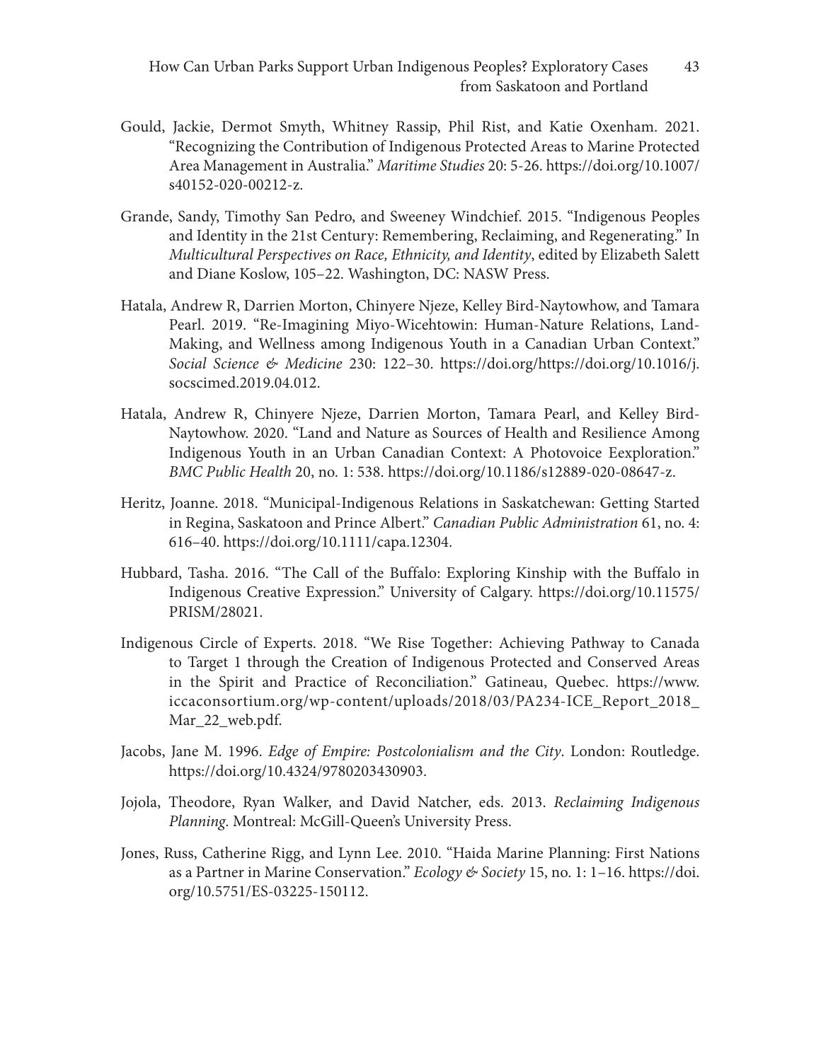Gould, Jackie, Dermot Smyth, Whitney Rassip, Phil Rist, and Katie Oxenham. 2021. "Recognizing the Contribution of Indigenous Protected Areas to Marine Protected Area Management in Australia." *Maritime Studies* 20: 5-26. https://doi.org/10.1007/s40152-020-00212-z.

Grande, Sandy, Timothy San Pedro, and Sweeney Windchief. 2015. "Indigenous Peoples and Identity in the 21st Century: Remembering, Reclaiming, and Regenerating." In *Multicultural Perspectives on Race, Ethnicity, and Identity*, edited by Elizabeth Salett and Diane Koslow, 105–22. Washington, DC: NASW Press.

Hatala, Andrew R, Darrien Morton, Chinyere Njeze, Kelley Bird-Naytowhow, and Tamara Pearl. 2019. "Re-Imagining Miyo-Wicehtowin: Human-Nature Relations, Land-Making, and Wellness among Indigenous Youth in a Canadian Urban Context." *Social Science & Medicine* 230: 122–30. https://doi.org/https://doi.org/10.1016/j.socscimed.2019.04.012.

Hatala, Andrew R, Chinyere Njeze, Darrien Morton, Tamara Pearl, and Kelley Bird-Naytowhow. 2020. "Land and Nature as Sources of Health and Resilience Among Indigenous Youth in an Urban Canadian Context: A Photovoice Eexploration." *BMC Public Health* 20, no. 1: 538. https://doi.org/10.1186/s12889-020-08647-z.

Heritz, Joanne. 2018. "Municipal-Indigenous Relations in Saskatchewan: Getting Started in Regina, Saskatoon and Prince Albert." *Canadian Public Administration* 61, no. 4: 616–40. https://doi.org/10.1111/capa.12304.

Hubbard, Tasha. 2016. "The Call of the Buffalo: Exploring Kinship with the Buffalo in Indigenous Creative Expression." University of Calgary. https://doi.org/10.11575/PRISM/28021.

Indigenous Circle of Experts. 2018. "We Rise Together: Achieving Pathway to Canada to Target 1 through the Creation of Indigenous Protected and Conserved Areas in the Spirit and Practice of Reconciliation." Gatineau, Quebec. https://www.iccaconsortium.org/wp-content/uploads/2018/03/PA234-ICE_Report_2018_Mar_22_web.pdf.

Jacobs, Jane M. 1996. *Edge of Empire: Postcolonialism and the City*. London: Routledge. https://doi.org/10.4324/9780203430903.

Jojola, Theodore, Ryan Walker, and David Natcher, eds. 2013. *Reclaiming Indigenous Planning*. Montreal: McGill-Queen's University Press.

Jones, Russ, Catherine Rigg, and Lynn Lee. 2010. "Haida Marine Planning: First Nations as a Partner in Marine Conservation." *Ecology & Society* 15, no. 1: 1–16. https://doi.org/10.5751/ES-03225-150112.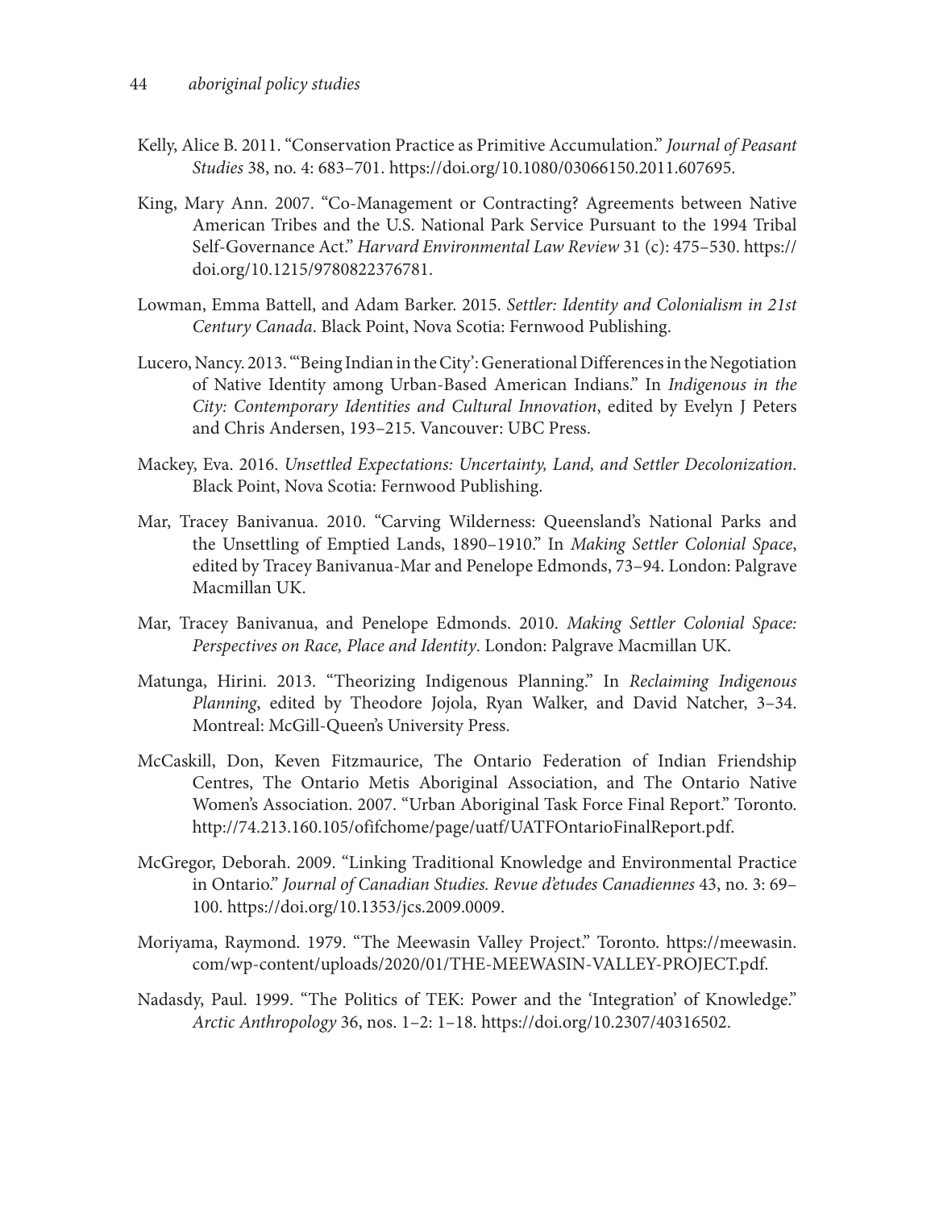Kelly, Alice B. 2011. "Conservation Practice as Primitive Accumulation." *Journal of Peasant Studies* 38, no. 4: 683–701. https://doi.org/10.1080/03066150.2011.607695.

King, Mary Ann. 2007. "Co-Management or Contracting? Agreements between Native American Tribes and the U.S. National Park Service Pursuant to the 1994 Tribal Self-Governance Act." *Harvard Environmental Law Review* 31 (c): 475–530. https://doi.org/10.1215/9780822376781.

Lowman, Emma Battell, and Adam Barker. 2015. *Settler: Identity and Colonialism in 21st Century Canada*. Black Point, Nova Scotia: Fernwood Publishing.

Lucero, Nancy. 2013. "'Being Indian in the City': Generational Differences in the Negotiation of Native Identity among Urban-Based American Indians." In *Indigenous in the City: Contemporary Identities and Cultural Innovation*, edited by Evelyn J Peters and Chris Andersen, 193–215. Vancouver: UBC Press.

Mackey, Eva. 2016. *Unsettled Expectations: Uncertainty, Land, and Settler Decolonization*. Black Point, Nova Scotia: Fernwood Publishing.

Mar, Tracey Banivanua. 2010. "Carving Wilderness: Queensland's National Parks and the Unsettling of Emptied Lands, 1890–1910." In *Making Settler Colonial Space*, edited by Tracey Banivanua-Mar and Penelope Edmonds, 73–94. London: Palgrave Macmillan UK.

Mar, Tracey Banivanua, and Penelope Edmonds. 2010. *Making Settler Colonial Space: Perspectives on Race, Place and Identity*. London: Palgrave Macmillan UK.

Matunga, Hirini. 2013. "Theorizing Indigenous Planning." In *Reclaiming Indigenous Planning*, edited by Theodore Jojola, Ryan Walker, and David Natcher, 3–34. Montreal: McGill-Queen's University Press.

McCaskill, Don, Keven Fitzmaurice, The Ontario Federation of Indian Friendship Centres, The Ontario Metis Aboriginal Association, and The Ontario Native Women's Association. 2007. "Urban Aboriginal Task Force Final Report." Toronto. http://74.213.160.105/ofifchome/page/uatf/UATFOntarioFinalReport.pdf.

McGregor, Deborah. 2009. "Linking Traditional Knowledge and Environmental Practice in Ontario." *Journal of Canadian Studies. Revue d'etudes Canadiennes* 43, no. 3: 69–100. https://doi.org/10.1353/jcs.2009.0009.

Moriyama, Raymond. 1979. "The Meewasin Valley Project." Toronto. https://meewasin.com/wp-content/uploads/2020/01/THE-MEEWASIN-VALLEY-PROJECT.pdf.

Nadasdy, Paul. 1999. "The Politics of TEK: Power and the 'Integration' of Knowledge." *Arctic Anthropology* 36, nos. 1–2: 1–18. https://doi.org/10.2307/40316502.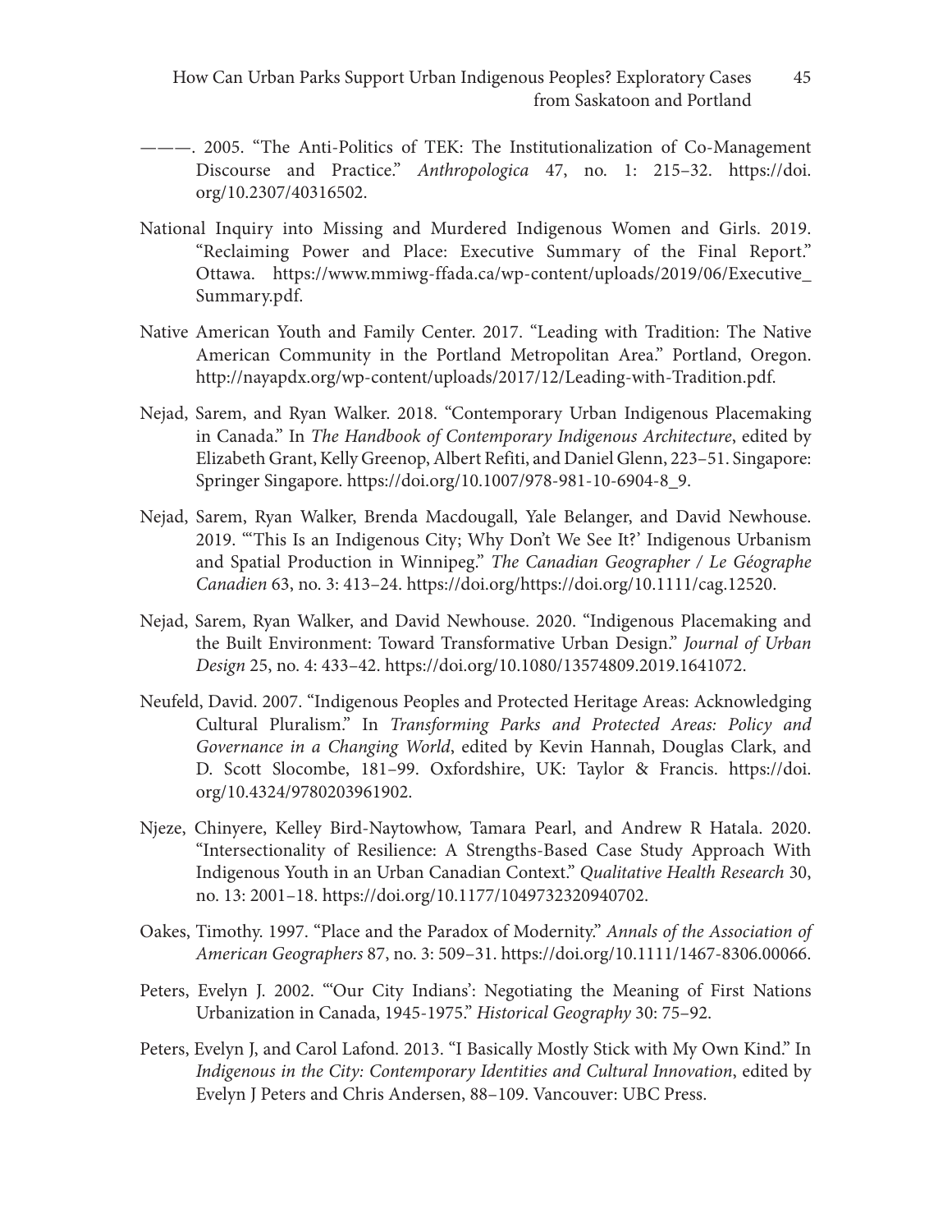———. 2005. “The Anti-Politics of TEK: The Institutionalization of Co-Management Discourse and Practice.” *Anthropologica* 47, no. 1: 215–32. https://doi.org/10.2307/40316502.

National Inquiry into Missing and Murdered Indigenous Women and Girls. 2019. “Reclaiming Power and Place: Executive Summary of the Final Report.” Ottawa. https://www.mmiwg-ffada.ca/wp-content/uploads/2019/06/Executive_Summary.pdf.

Native American Youth and Family Center. 2017. “Leading with Tradition: The Native American Community in the Portland Metropolitan Area.” Portland, Oregon. http://nayapdx.org/wp-content/uploads/2017/12/Leading-with-Tradition.pdf.

Nejad, Sarem, and Ryan Walker. 2018. “Contemporary Urban Indigenous Placemaking in Canada.” In *The Handbook of Contemporary Indigenous Architecture*, edited by Elizabeth Grant, Kelly Greenop, Albert Refiti, and Daniel Glenn, 223–51. Singapore: Springer Singapore. https://doi.org/10.1007/978-981-10-6904-8_9.

Nejad, Sarem, Ryan Walker, Brenda Macdougall, Yale Belanger, and David Newhouse. 2019. “‘This Is an Indigenous City; Why Don’t We See It?’ Indigenous Urbanism and Spatial Production in Winnipeg.” *The Canadian Geographer / Le Géographe Canadien* 63, no. 3: 413–24. https://doi.org/https://doi.org/10.1111/cag.12520.

Nejad, Sarem, Ryan Walker, and David Newhouse. 2020. “Indigenous Placemaking and the Built Environment: Toward Transformative Urban Design.” *Journal of Urban Design* 25, no. 4: 433–42. https://doi.org/10.1080/13574809.2019.1641072.

Neufeld, David. 2007. “Indigenous Peoples and Protected Heritage Areas: Acknowledging Cultural Pluralism.” In *Transforming Parks and Protected Areas: Policy and Governance in a Changing World*, edited by Kevin Hannah, Douglas Clark, and D. Scott Slocombe, 181–99. Oxfordshire, UK: Taylor & Francis. https://doi.org/10.4324/9780203961902.

Njeze, Chinyere, Kelley Bird-Naytowhow, Tamara Pearl, and Andrew R Hatala. 2020. “Intersectionality of Resilience: A Strengths-Based Case Study Approach With Indigenous Youth in an Urban Canadian Context.” *Qualitative Health Research* 30, no. 13: 2001–18. https://doi.org/10.1177/1049732320940702.

Oakes, Timothy. 1997. “Place and the Paradox of Modernity.” *Annals of the Association of American Geographers* 87, no. 3: 509–31. https://doi.org/10.1111/1467-8306.00066.

Peters, Evelyn J. 2002. “‘Our City Indians’: Negotiating the Meaning of First Nations Urbanization in Canada, 1945-1975.” *Historical Geography* 30: 75–92.

Peters, Evelyn J, and Carol Lafond. 2013. “I Basically Mostly Stick with My Own Kind.” In *Indigenous in the City: Contemporary Identities and Cultural Innovation*, edited by Evelyn J Peters and Chris Andersen, 88–109. Vancouver: UBC Press.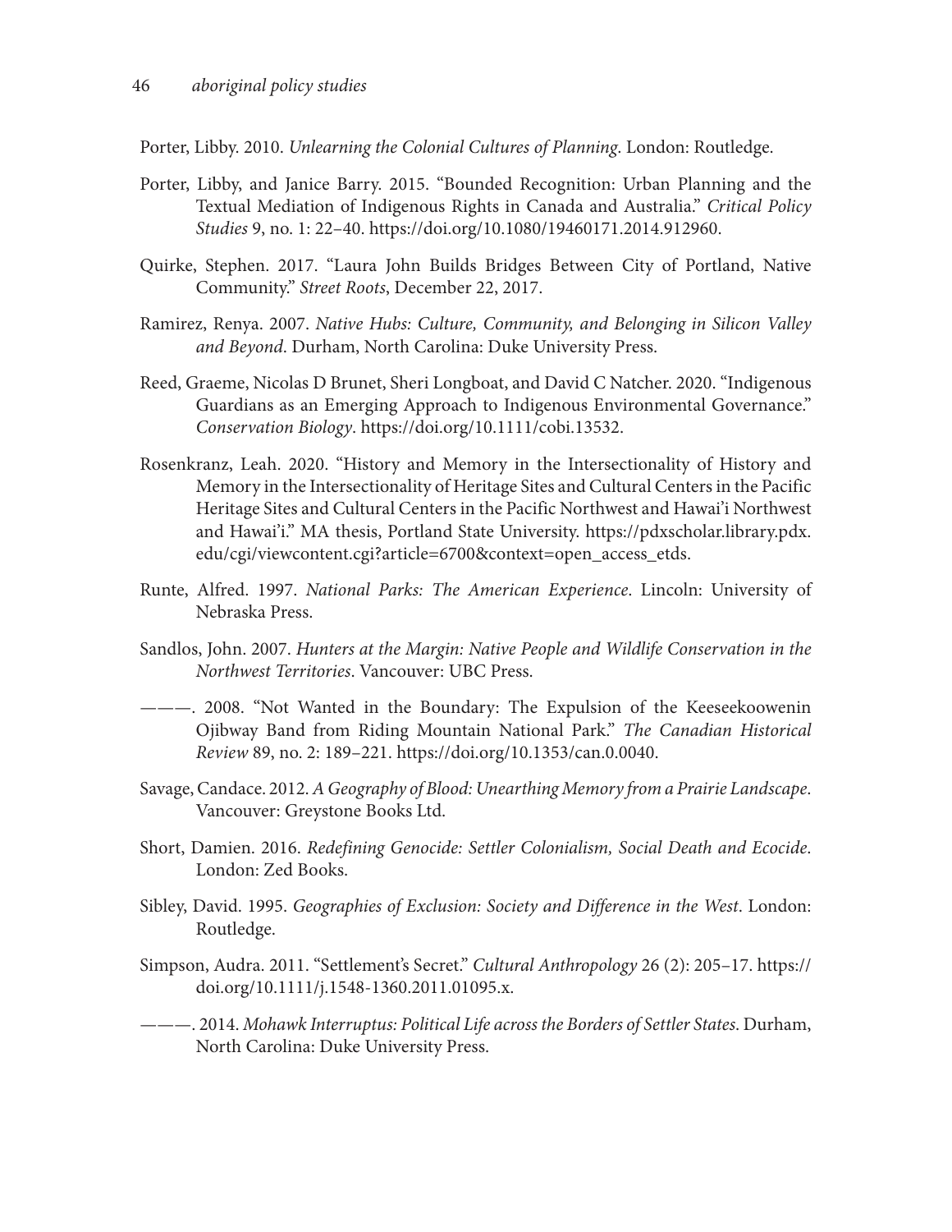Porter, Libby. 2010. *Unlearning the Colonial Cultures of Planning*. London: Routledge.

Porter, Libby, and Janice Barry. 2015. "Bounded Recognition: Urban Planning and the Textual Mediation of Indigenous Rights in Canada and Australia." *Critical Policy Studies* 9, no. 1: 22–40. https://doi.org/10.1080/19460171.2014.912960.

Quirke, Stephen. 2017. "Laura John Builds Bridges Between City of Portland, Native Community." *Street Roots*, December 22, 2017.

Ramirez, Renya. 2007. *Native Hubs: Culture, Community, and Belonging in Silicon Valley and Beyond*. Durham, North Carolina: Duke University Press.

Reed, Graeme, Nicolas D Brunet, Sheri Longboat, and David C Natcher. 2020. "Indigenous Guardians as an Emerging Approach to Indigenous Environmental Governance." *Conservation Biology*. https://doi.org/10.1111/cobi.13532.

Rosenkranz, Leah. 2020. "History and Memory in the Intersectionality of History and Memory in the Intersectionality of Heritage Sites and Cultural Centers in the Pacific Heritage Sites and Cultural Centers in the Pacific Northwest and Hawai'i Northwest and Hawai'i." MA thesis, Portland State University. https://pdxscholar.library.pdx.edu/cgi/viewcontent.cgi?article=6700&context=open_access_etds.

Runte, Alfred. 1997. *National Parks: The American Experience*. Lincoln: University of Nebraska Press.

Sandlos, John. 2007. *Hunters at the Margin: Native People and Wildlife Conservation in the Northwest Territories*. Vancouver: UBC Press.

———. 2008. "Not Wanted in the Boundary: The Expulsion of the Keeseekoowenin Ojibway Band from Riding Mountain National Park." *The Canadian Historical Review* 89, no. 2: 189–221. https://doi.org/10.1353/can.0.0040.

Savage, Candace. 2012. *A Geography of Blood: Unearthing Memory from a Prairie Landscape*. Vancouver: Greystone Books Ltd.

Short, Damien. 2016. *Redefining Genocide: Settler Colonialism, Social Death and Ecocide*. London: Zed Books.

Sibley, David. 1995. *Geographies of Exclusion: Society and Difference in the West*. London: Routledge.

Simpson, Audra. 2011. "Settlement's Secret." *Cultural Anthropology* 26 (2): 205–17. https://doi.org/10.1111/j.1548-1360.2011.01095.x.

———. 2014. *Mohawk Interruptus: Political Life across the Borders of Settler States*. Durham, North Carolina: Duke University Press.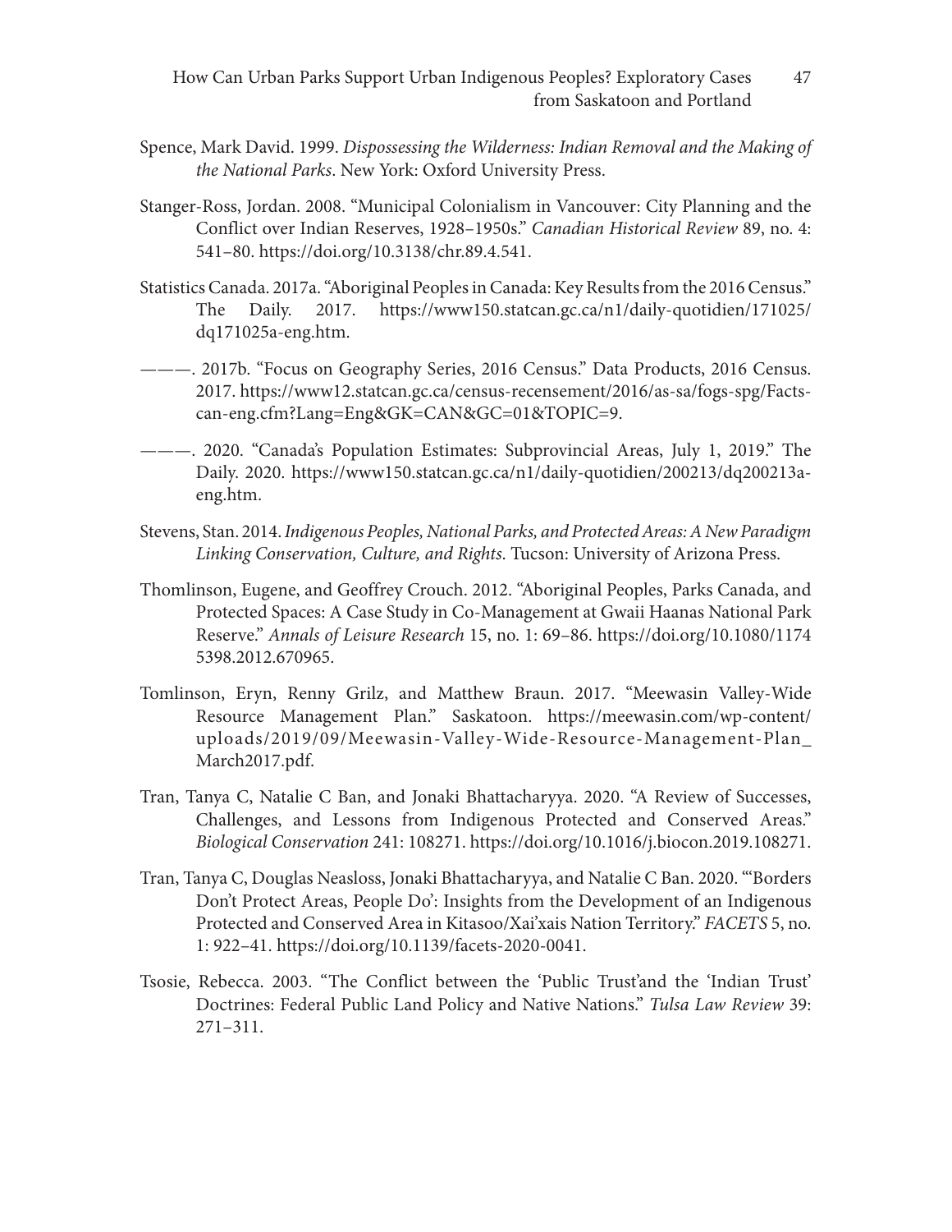Spence, Mark David. 1999. *Dispossessing the Wilderness: Indian Removal and the Making of the National Parks*. New York: Oxford University Press.

Stanger-Ross, Jordan. 2008. "Municipal Colonialism in Vancouver: City Planning and the Conflict over Indian Reserves, 1928–1950s." *Canadian Historical Review* 89, no. 4: 541–80. https://doi.org/10.3138/chr.89.4.541.

Statistics Canada. 2017a. "Aboriginal Peoples in Canada: Key Results from the 2016 Census." The Daily. 2017. https://www150.statcan.gc.ca/n1/daily-quotidien/171025/dq171025a-eng.htm.

———. 2017b. "Focus on Geography Series, 2016 Census." Data Products, 2016 Census. 2017. https://www12.statcan.gc.ca/census-recensement/2016/as-sa/fogs-spg/Facts-can-eng.cfm?Lang=Eng&GK=CAN&GC=01&TOPIC=9.

———. 2020. "Canada's Population Estimates: Subprovincial Areas, July 1, 2019." The Daily. 2020. https://www150.statcan.gc.ca/n1/daily-quotidien/200213/dq200213a-eng.htm.

Stevens, Stan. 2014. *Indigenous Peoples, National Parks, and Protected Areas: A New Paradigm Linking Conservation, Culture, and Rights*. Tucson: University of Arizona Press.

Thomlinson, Eugene, and Geoffrey Crouch. 2012. "Aboriginal Peoples, Parks Canada, and Protected Spaces: A Case Study in Co-Management at Gwaii Haanas National Park Reserve." *Annals of Leisure Research* 15, no. 1: 69–86. https://doi.org/10.1080/11745398.2012.670965.

Tomlinson, Eryn, Renny Grilz, and Matthew Braun. 2017. "Meewasin Valley-Wide Resource Management Plan." Saskatoon. https://meewasin.com/wp-content/uploads/2019/09/Meewasin-Valley-Wide-Resource-Management-Plan_March2017.pdf.

Tran, Tanya C, Natalie C Ban, and Jonaki Bhattacharyya. 2020. "A Review of Successes, Challenges, and Lessons from Indigenous Protected and Conserved Areas." *Biological Conservation* 241: 108271. https://doi.org/10.1016/j.biocon.2019.108271.

Tran, Tanya C, Douglas Neasloss, Jonaki Bhattacharyya, and Natalie C Ban. 2020. "'Borders Don't Protect Areas, People Do': Insights from the Development of an Indigenous Protected and Conserved Area in Kitasoo/Xai'xais Nation Territory." *FACETS* 5, no. 1: 922–41. https://doi.org/10.1139/facets-2020-0041.

Tsosie, Rebecca. 2003. "The Conflict between the 'Public Trust'and the 'Indian Trust' Doctrines: Federal Public Land Policy and Native Nations." *Tulsa Law Review* 39: 271–311.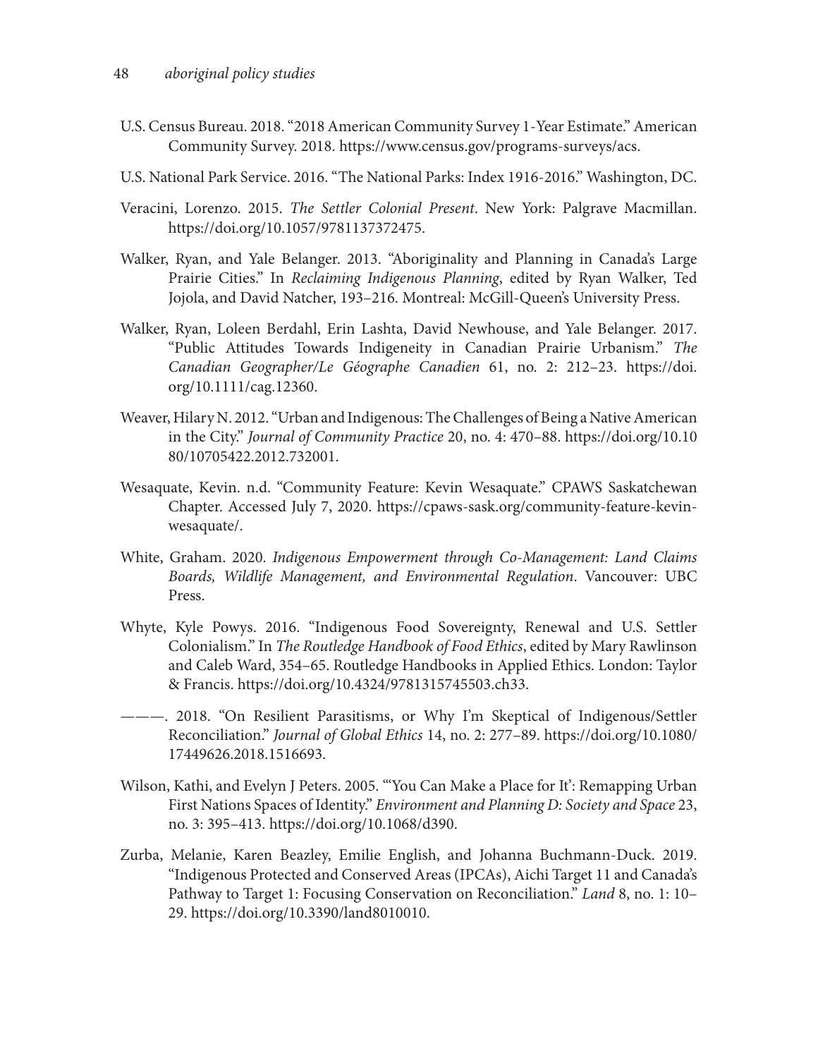U.S. Census Bureau. 2018. "2018 American Community Survey 1-Year Estimate." American Community Survey. 2018. https://www.census.gov/programs-surveys/acs.

U.S. National Park Service. 2016. "The National Parks: Index 1916-2016." Washington, DC.

Veracini, Lorenzo. 2015. *The Settler Colonial Present*. New York: Palgrave Macmillan. https://doi.org/10.1057/9781137372475.

Walker, Ryan, and Yale Belanger. 2013. "Aboriginality and Planning in Canada's Large Prairie Cities." In *Reclaiming Indigenous Planning*, edited by Ryan Walker, Ted Jojola, and David Natcher, 193–216. Montreal: McGill-Queen's University Press.

Walker, Ryan, Loleen Berdahl, Erin Lashta, David Newhouse, and Yale Belanger. 2017. "Public Attitudes Towards Indigeneity in Canadian Prairie Urbanism." *The Canadian Geographer/Le Géographe Canadien* 61, no. 2: 212–23. https://doi.org/10.1111/cag.12360.

Weaver, Hilary N. 2012. "Urban and Indigenous: The Challenges of Being a Native American in the City." *Journal of Community Practice* 20, no. 4: 470–88. https://doi.org/10.1080/10705422.2012.732001.

Wesaquate, Kevin. n.d. "Community Feature: Kevin Wesaquate." CPAWS Saskatchewan Chapter. Accessed July 7, 2020. https://cpaws-sask.org/community-feature-kevin-wesaquate/.

White, Graham. 2020. *Indigenous Empowerment through Co-Management: Land Claims Boards, Wildlife Management, and Environmental Regulation*. Vancouver: UBC Press.

Whyte, Kyle Powys. 2016. "Indigenous Food Sovereignty, Renewal and U.S. Settler Colonialism." In *The Routledge Handbook of Food Ethics*, edited by Mary Rawlinson and Caleb Ward, 354–65. Routledge Handbooks in Applied Ethics. London: Taylor & Francis. https://doi.org/10.4324/9781315745503.ch33.

———. 2018. "On Resilient Parasitisms, or Why I'm Skeptical of Indigenous/Settler Reconciliation." *Journal of Global Ethics* 14, no. 2: 277–89. https://doi.org/10.1080/17449626.2018.1516693.

Wilson, Kathi, and Evelyn J Peters. 2005. "'You Can Make a Place for It': Remapping Urban First Nations Spaces of Identity." *Environment and Planning D: Society and Space* 23, no. 3: 395–413. https://doi.org/10.1068/d390.

Zurba, Melanie, Karen Beazley, Emilie English, and Johanna Buchmann-Duck. 2019. "Indigenous Protected and Conserved Areas (IPCAs), Aichi Target 11 and Canada's Pathway to Target 1: Focusing Conservation on Reconciliation." *Land* 8, no. 1: 10–29. https://doi.org/10.3390/land8010010.